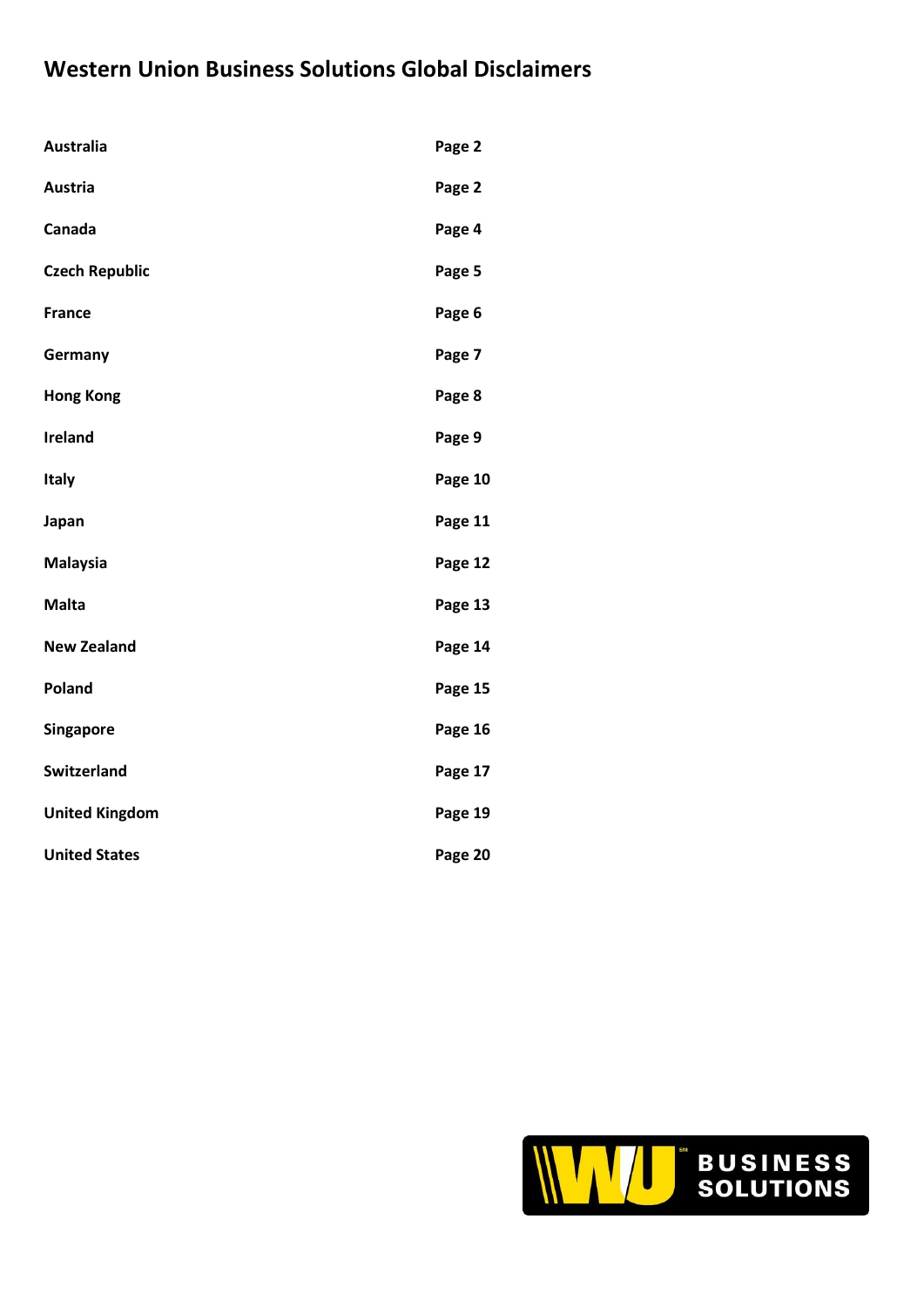# Western Union Business Solutions Global Disclaimers

| | |
|---|---|
| **Australia** | **Page 2** |
| **Austria** | **Page 2** |
| **Canada** | **Page 4** |
| **Czech Republic** | **Page 5** |
| **France** | **Page 6** |
| **Germany** | **Page 7** |
| **Hong Kong** | **Page 8** |
| **Ireland** | **Page 9** |
| **Italy** | **Page 10** |
| **Japan** | **Page 11** |
| **Malaysia** | **Page 12** |
| **Malta** | **Page 13** |
| **New Zealand** | **Page 14** |
| **Poland** | **Page 15** |
| **Singapore** | **Page 16** |
| **Switzerland** | **Page 17** |
| **United Kingdom** | **Page 19** |
| **United States** | **Page 20** |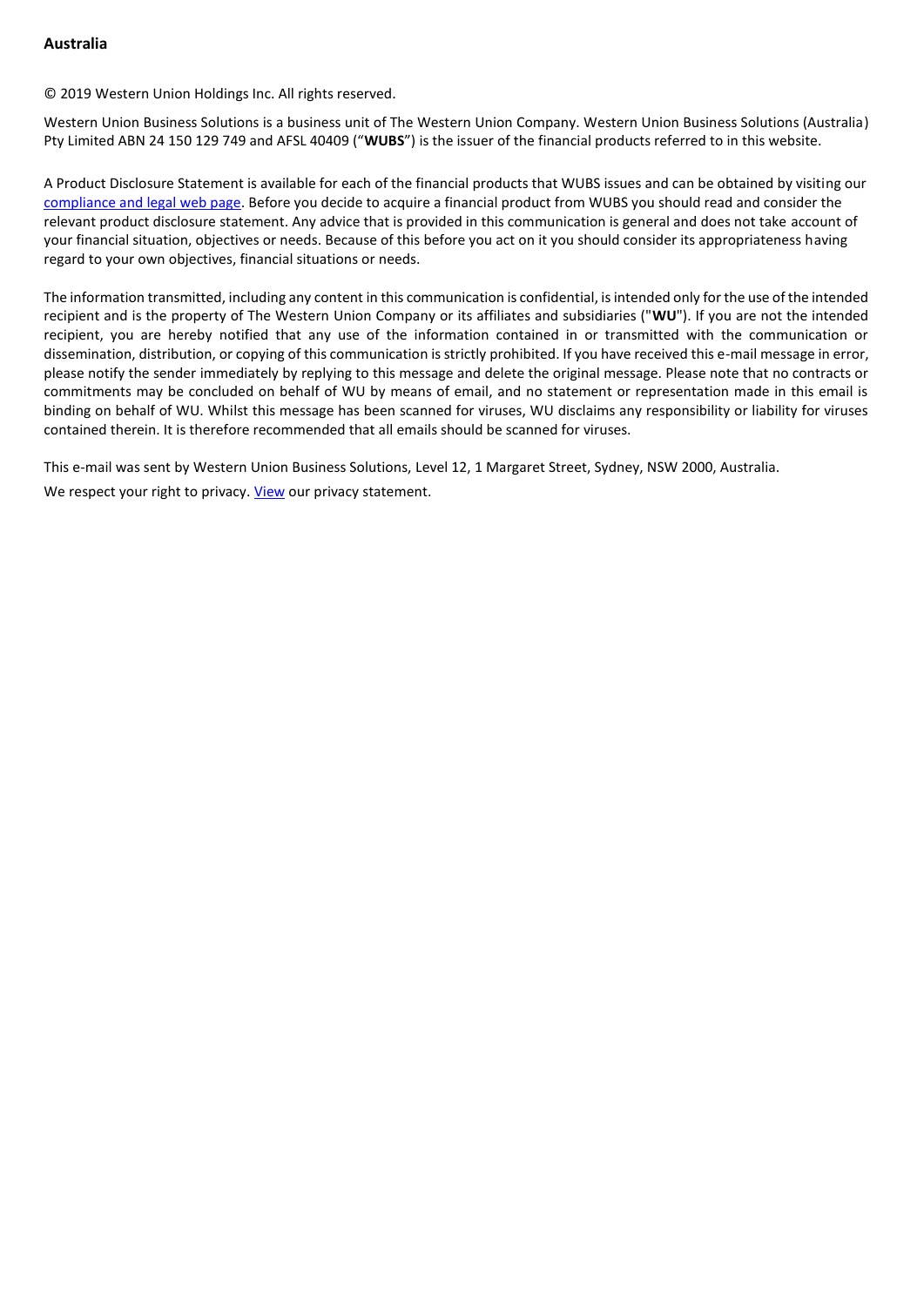**Australia**

© 2019 Western Union Holdings Inc. All rights reserved.

Western Union Business Solutions is a business unit of The Western Union Company. Western Union Business Solutions (Australia) Pty Limited ABN 24 150 129 749 and AFSL 40409 ("**WUBS**") is the issuer of the financial products referred to in this website.

A Product Disclosure Statement is available for each of the financial products that WUBS issues and can be obtained by visiting our compliance and legal web page. Before you decide to acquire a financial product from WUBS you should read and consider the relevant product disclosure statement. Any advice that is provided in this communication is general and does not take account of your financial situation, objectives or needs. Because of this before you act on it you should consider its appropriateness having regard to your own objectives, financial situations or needs.

The information transmitted, including any content in this communication is confidential, is intended only for the use of the intended recipient and is the property of The Western Union Company or its affiliates and subsidiaries ("**WU**"). If you are not the intended recipient, you are hereby notified that any use of the information contained in or transmitted with the communication or dissemination, distribution, or copying of this communication is strictly prohibited. If you have received this e-mail message in error, please notify the sender immediately by replying to this message and delete the original message. Please note that no contracts or commitments may be concluded on behalf of WU by means of email, and no statement or representation made in this email is binding on behalf of WU. Whilst this message has been scanned for viruses, WU disclaims any responsibility or liability for viruses contained therein. It is therefore recommended that all emails should be scanned for viruses.

This e-mail was sent by Western Union Business Solutions, Level 12, 1 Margaret Street, Sydney, NSW 2000, Australia.

We respect your right to privacy. View our privacy statement.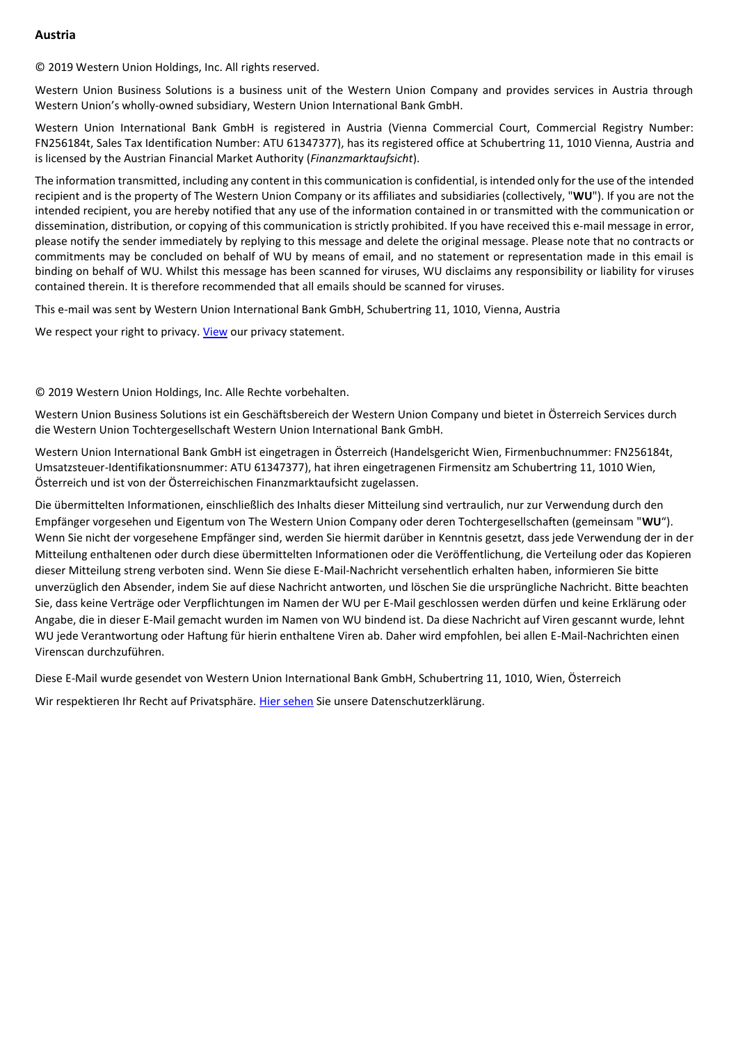## Austria

© 2019 Western Union Holdings, Inc. All rights reserved.

Western Union Business Solutions is a business unit of the Western Union Company and provides services in Austria through Western Union's wholly-owned subsidiary, Western Union International Bank GmbH.

Western Union International Bank GmbH is registered in Austria (Vienna Commercial Court, Commercial Registry Number: FN256184t, Sales Tax Identification Number: ATU 61347377), has its registered office at Schubertring 11, 1010 Vienna, Austria and is licensed by the Austrian Financial Market Authority (*Finanzmarktaufsicht*).

The information transmitted, including any content in this communication is confidential, is intended only for the use of the intended recipient and is the property of The Western Union Company or its affiliates and subsidiaries (collectively, "**WU**"). If you are not the intended recipient, you are hereby notified that any use of the information contained in or transmitted with the communication or dissemination, distribution, or copying of this communication is strictly prohibited. If you have received this e-mail message in error, please notify the sender immediately by replying to this message and delete the original message. Please note that no contracts or commitments may be concluded on behalf of WU by means of email, and no statement or representation made in this email is binding on behalf of WU. Whilst this message has been scanned for viruses, WU disclaims any responsibility or liability for viruses contained therein. It is therefore recommended that all emails should be scanned for viruses.

This e-mail was sent by Western Union International Bank GmbH, Schubertring 11, 1010, Vienna, Austria

We respect your right to privacy. View our privacy statement.

© 2019 Western Union Holdings, Inc. Alle Rechte vorbehalten.

Western Union Business Solutions ist ein Geschäftsbereich der Western Union Company und bietet in Österreich Services durch die Western Union Tochtergesellschaft Western Union International Bank GmbH.

Western Union International Bank GmbH ist eingetragen in Österreich (Handelsgericht Wien, Firmenbuchnummer: FN256184t, Umsatzsteuer-Identifikationsnummer: ATU 61347377), hat ihren eingetragenen Firmensitz am Schubertring 11, 1010 Wien, Österreich und ist von der Österreichischen Finanzmarktaufsicht zugelassen.

Die übermittelten Informationen, einschließlich des Inhalts dieser Mitteilung sind vertraulich, nur zur Verwendung durch den Empfänger vorgesehen und Eigentum von The Western Union Company oder deren Tochtergesellschaften (gemeinsam "**WU**"). Wenn Sie nicht der vorgesehene Empfänger sind, werden Sie hiermit darüber in Kenntnis gesetzt, dass jede Verwendung der in der Mitteilung enthaltenen oder durch diese übermittelten Informationen oder die Veröffentlichung, die Verteilung oder das Kopieren dieser Mitteilung streng verboten sind. Wenn Sie diese E-Mail-Nachricht versehentlich erhalten haben, informieren Sie bitte unverzüglich den Absender, indem Sie auf diese Nachricht antworten, und löschen Sie die ursprüngliche Nachricht. Bitte beachten Sie, dass keine Verträge oder Verpflichtungen im Namen der WU per E-Mail geschlossen werden dürfen und keine Erklärung oder Angabe, die in dieser E-Mail gemacht wurden im Namen von WU bindend ist. Da diese Nachricht auf Viren gescannt wurde, lehnt WU jede Verantwortung oder Haftung für hierin enthaltene Viren ab. Daher wird empfohlen, bei allen E-Mail-Nachrichten einen Virenscan durchzuführen.

Diese E-Mail wurde gesendet von Western Union International Bank GmbH, Schubertring 11, 1010, Wien, Österreich

Wir respektieren Ihr Recht auf Privatsphäre. Hier sehen Sie unsere Datenschutzerklärung.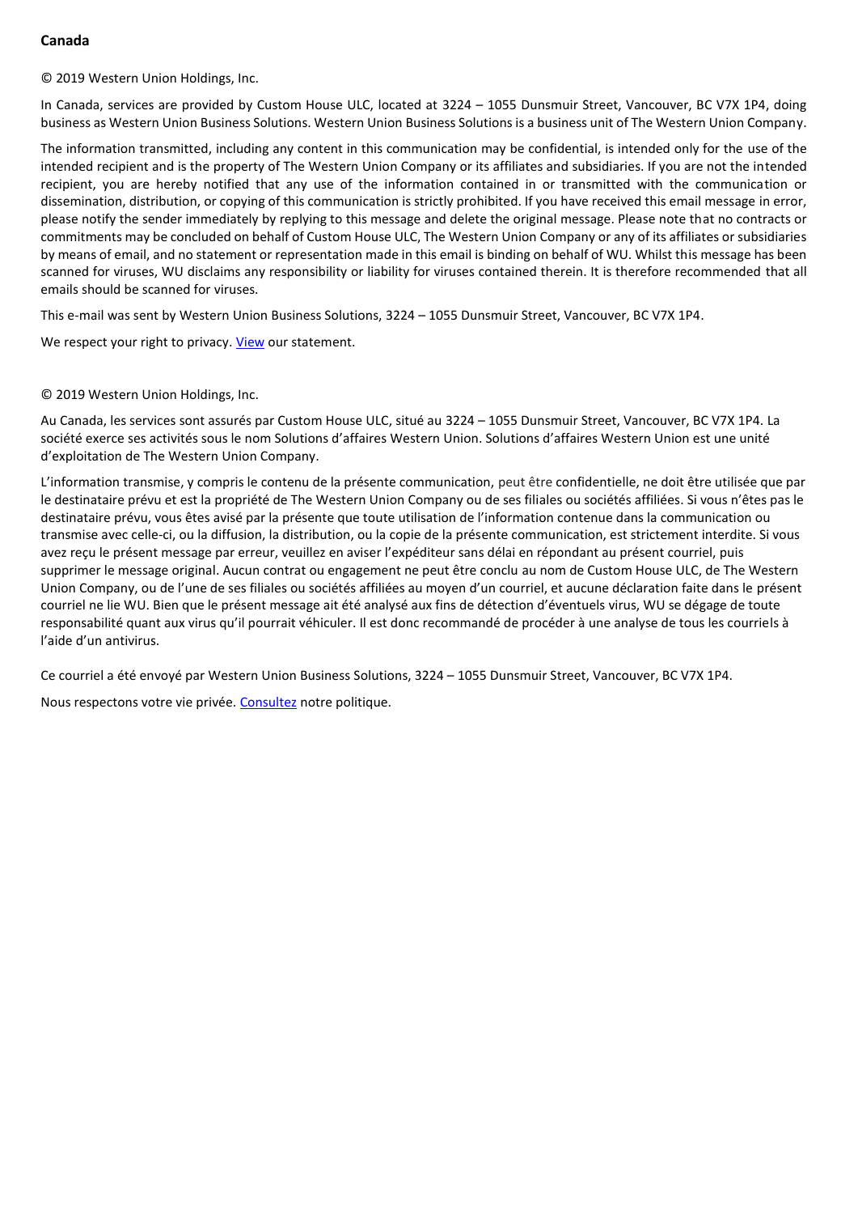**Canada**

© 2019 Western Union Holdings, Inc.

In Canada, services are provided by Custom House ULC, located at 3224 – 1055 Dunsmuir Street, Vancouver, BC V7X 1P4, doing business as Western Union Business Solutions. Western Union Business Solutions is a business unit of The Western Union Company.

The information transmitted, including any content in this communication may be confidential, is intended only for the use of the intended recipient and is the property of The Western Union Company or its affiliates and subsidiaries. If you are not the intended recipient, you are hereby notified that any use of the information contained in or transmitted with the communication or dissemination, distribution, or copying of this communication is strictly prohibited. If you have received this email message in error, please notify the sender immediately by replying to this message and delete the original message. Please note that no contracts or commitments may be concluded on behalf of Custom House ULC, The Western Union Company or any of its affiliates or subsidiaries by means of email, and no statement or representation made in this email is binding on behalf of WU. Whilst this message has been scanned for viruses, WU disclaims any responsibility or liability for viruses contained therein. It is therefore recommended that all emails should be scanned for viruses.

This e-mail was sent by Western Union Business Solutions, 3224 – 1055 Dunsmuir Street, Vancouver, BC V7X 1P4.

We respect your right to privacy. View our statement.

© 2019 Western Union Holdings, Inc.

Au Canada, les services sont assurés par Custom House ULC, situé au 3224 – 1055 Dunsmuir Street, Vancouver, BC V7X 1P4. La société exerce ses activités sous le nom Solutions d'affaires Western Union. Solutions d'affaires Western Union est une unité d'exploitation de The Western Union Company.

L'information transmise, y compris le contenu de la présente communication, peut être confidentielle, ne doit être utilisée que par le destinataire prévu et est la propriété de The Western Union Company ou de ses filiales ou sociétés affiliées. Si vous n'êtes pas le destinataire prévu, vous êtes avisé par la présente que toute utilisation de l'information contenue dans la communication ou transmise avec celle-ci, ou la diffusion, la distribution, ou la copie de la présente communication, est strictement interdite. Si vous avez reçu le présent message par erreur, veuillez en aviser l'expéditeur sans délai en répondant au présent courriel, puis supprimer le message original. Aucun contrat ou engagement ne peut être conclu au nom de Custom House ULC, de The Western Union Company, ou de l'une de ses filiales ou sociétés affiliées au moyen d'un courriel, et aucune déclaration faite dans le présent courriel ne lie WU. Bien que le présent message ait été analysé aux fins de détection d'éventuels virus, WU se dégage de toute responsabilité quant aux virus qu'il pourrait véhiculer. Il est donc recommandé de procéder à une analyse de tous les courriels à l'aide d'un antivirus.

Ce courriel a été envoyé par Western Union Business Solutions, 3224 – 1055 Dunsmuir Street, Vancouver, BC V7X 1P4.

Nous respectons votre vie privée. Consultez notre politique.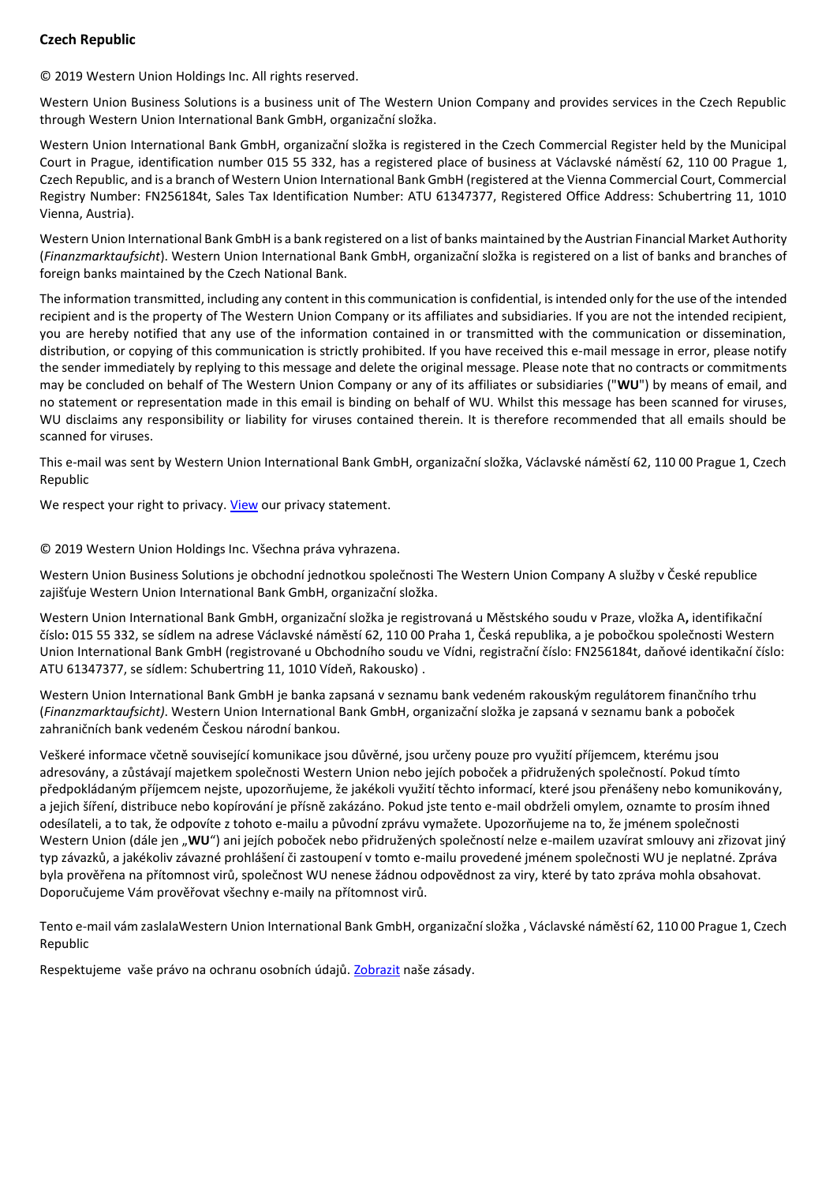**Czech Republic**

© 2019 Western Union Holdings Inc. All rights reserved.

Western Union Business Solutions is a business unit of The Western Union Company and provides services in the Czech Republic through Western Union International Bank GmbH, organizační složka.

Western Union International Bank GmbH, organizační složka is registered in the Czech Commercial Register held by the Municipal Court in Prague, identification number 015 55 332, has a registered place of business at Václavské náměstí 62, 110 00 Prague 1, Czech Republic, and is a branch of Western Union International Bank GmbH (registered at the Vienna Commercial Court, Commercial Registry Number: FN256184t, Sales Tax Identification Number: ATU 61347377, Registered Office Address: Schubertring 11, 1010 Vienna, Austria).

Western Union International Bank GmbH is a bank registered on a list of banks maintained by the Austrian Financial Market Authority (*Finanzmarktaufsicht*). Western Union International Bank GmbH, organizační složka is registered on a list of banks and branches of foreign banks maintained by the Czech National Bank.

The information transmitted, including any content in this communication is confidential, is intended only for the use of the intended recipient and is the property of The Western Union Company or its affiliates and subsidiaries. If you are not the intended recipient, you are hereby notified that any use of the information contained in or transmitted with the communication or dissemination, distribution, or copying of this communication is strictly prohibited. If you have received this e-mail message in error, please notify the sender immediately by replying to this message and delete the original message. Please note that no contracts or commitments may be concluded on behalf of The Western Union Company or any of its affiliates or subsidiaries ("**WU**") by means of email, and no statement or representation made in this email is binding on behalf of WU. Whilst this message has been scanned for viruses, WU disclaims any responsibility or liability for viruses contained therein. It is therefore recommended that all emails should be scanned for viruses.

This e-mail was sent by Western Union International Bank GmbH, organizační složka, Václavské náměstí 62, 110 00 Prague 1, Czech Republic

We respect your right to privacy. View our privacy statement.

© 2019 Western Union Holdings Inc. Všechna práva vyhrazena.

Western Union Business Solutions je obchodní jednotkou společnosti The Western Union Company A služby v České republice zajišťuje Western Union International Bank GmbH, organizační složka.

Western Union International Bank GmbH, organizační složka je registrovaná u Městského soudu v Praze, vložka A**,** identifikační číslo**:** 015 55 332, se sídlem na adrese Václavské náměstí 62, 110 00 Praha 1, Česká republika, a je pobočkou společnosti Western Union International Bank GmbH (registrované u Obchodního soudu ve Vídni, registrační číslo: FN256184t, daňové identikační číslo: ATU 61347377, se sídlem: Schubertring 11, 1010 Vídeň, Rakousko) .

Western Union International Bank GmbH je banka zapsaná v seznamu bank vedeném rakouským regulátorem finančního trhu (*Finanzmarktaufsicht)*. Western Union International Bank GmbH, organizační složka je zapsaná v seznamu bank a poboček zahraničních bank vedeném Českou národní bankou.

Veškeré informace včetně související komunikace jsou důvěrné, jsou určeny pouze pro využití příjemcem, kterému jsou adresovány, a zůstávají majetkem společnosti Western Union nebo jejích poboček a přidružených společností. Pokud tímto předpokládaným příjemcem nejste, upozorňujeme, že jakékoli využití těchto informací, které jsou přenášeny nebo komunikovány, a jejich šíření, distribuce nebo kopírování je přísně zakázáno. Pokud jste tento e-mail obdrželi omylem, oznamte to prosím ihned odesílateli, a to tak, že odpovíte z tohoto e-mailu a původní zprávu vymažete. Upozorňujeme na to, že jménem společnosti Western Union (dále jen „**WU**") ani jejích poboček nebo přidružených společností nelze e-mailem uzavírat smlouvy ani zřizovat jiný typ závazků, a jakékoliv závazné prohlášení či zastoupení v tomto e-mailu provedené jménem společnosti WU je neplatné. Zpráva byla prověřena na přítomnost virů, společnost WU nenese žádnou odpovědnost za viry, které by tato zpráva mohla obsahovat. Doporučujeme Vám prověřovat všechny e-maily na přítomnost virů.

Tento e-mail vám zaslalaWestern Union International Bank GmbH, organizační složka , Václavské náměstí 62, 110 00 Prague 1, Czech Republic

Respektujeme vaše právo na ochranu osobních údajů. Zobrazit naše zásady.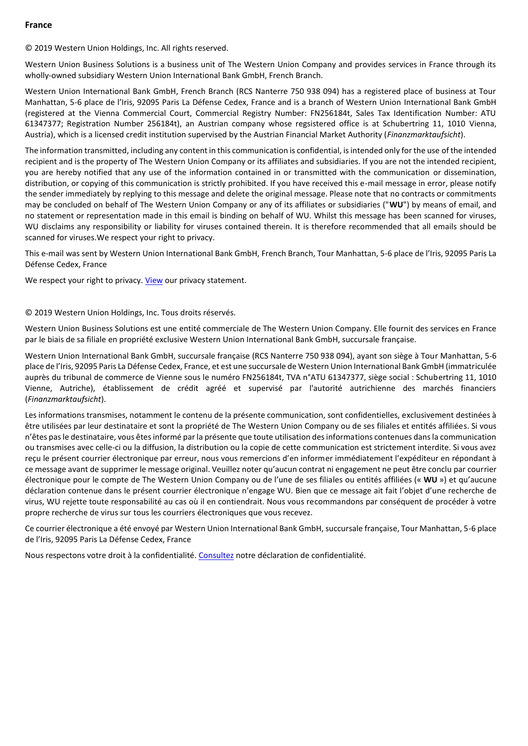**France**

© 2019 Western Union Holdings, Inc. All rights reserved.

Western Union Business Solutions is a business unit of The Western Union Company and provides services in France through its wholly-owned subsidiary Western Union International Bank GmbH, French Branch.

Western Union International Bank GmbH, French Branch (RCS Nanterre 750 938 094) has a registered place of business at Tour Manhattan, 5-6 place de l'Iris, 92095 Paris La Défense Cedex, France and is a branch of Western Union International Bank GmbH (registered at the Vienna Commercial Court, Commercial Registry Number: FN256184t, Sales Tax Identification Number: ATU 61347377; Registration Number 256184t), an Austrian company whose regsistered office is at Schubertring 11, 1010 Vienna, Austria), which is a licensed credit institution supervised by the Austrian Financial Market Authority (*Finanzmarktaufsicht*).

The information transmitted, including any content in this communication is confidential, is intended only for the use of the intended recipient and is the property of The Western Union Company or its affiliates and subsidiaries. If you are not the intended recipient, you are hereby notified that any use of the information contained in or transmitted with the communication or dissemination, distribution, or copying of this communication is strictly prohibited. If you have received this e-mail message in error, please notify the sender immediately by replying to this message and delete the original message. Please note that no contracts or commitments may be concluded on behalf of The Western Union Company or any of its affiliates or subsidiaries ("**WU**") by means of email, and no statement or representation made in this email is binding on behalf of WU. Whilst this message has been scanned for viruses, WU disclaims any responsibility or liability for viruses contained therein. It is therefore recommended that all emails should be scanned for viruses.We respect your right to privacy.

This e-mail was sent by Western Union International Bank GmbH, French Branch, Tour Manhattan, 5-6 place de l'Iris, 92095 Paris La Défense Cedex, France

We respect your right to privacy. View our privacy statement.

© 2019 Western Union Holdings, Inc. Tous droits réservés.

Western Union Business Solutions est une entité commerciale de The Western Union Company. Elle fournit des services en France par le biais de sa filiale en propriété exclusive Western Union International Bank GmbH, succursale française.

Western Union International Bank GmbH, succursale française (RCS Nanterre 750 938 094), ayant son siège à Tour Manhattan, 5-6 place de l'Iris, 92095 Paris La Défense Cedex, France, et est une succursale de Western Union International Bank GmbH (immatriculée auprès du tribunal de commerce de Vienne sous le numéro FN256184t, TVA n°ATU 61347377, siège social : Schubertring 11, 1010 Vienne, Autriche), établissement de crédit agréé et supervisé par l'autorité autrichienne des marchés financiers (*Finanzmarktaufsicht*).

Les informations transmises, notamment le contenu de la présente communication, sont confidentielles, exclusivement destinées à être utilisées par leur destinataire et sont la propriété de The Western Union Company ou de ses filiales et entités affiliées. Si vous n'êtes pas le destinataire, vous êtes informé par la présente que toute utilisation des informations contenues dans la communication ou transmises avec celle-ci ou la diffusion, la distribution ou la copie de cette communication est strictement interdite. Si vous avez reçu le présent courrier électronique par erreur, nous vous remercions d'en informer immédiatement l'expéditeur en répondant à ce message avant de supprimer le message original. Veuillez noter qu'aucun contrat ni engagement ne peut être conclu par courrier électronique pour le compte de The Western Union Company ou de l'une de ses filiales ou entités affiliées (« **WU** ») et qu'aucune déclaration contenue dans le présent courrier électronique n'engage WU. Bien que ce message ait fait l'objet d'une recherche de virus, WU rejette toute responsabilité au cas où il en contiendrait. Nous vous recommandons par conséquent de procéder à votre propre recherche de virus sur tous les courriers électroniques que vous recevez.

Ce courrier électronique a été envoyé par Western Union International Bank GmbH, succursale française, Tour Manhattan, 5-6 place de l'Iris, 92095 Paris La Défense Cedex, France

Nous respectons votre droit à la confidentialité. Consultez notre déclaration de confidentialité.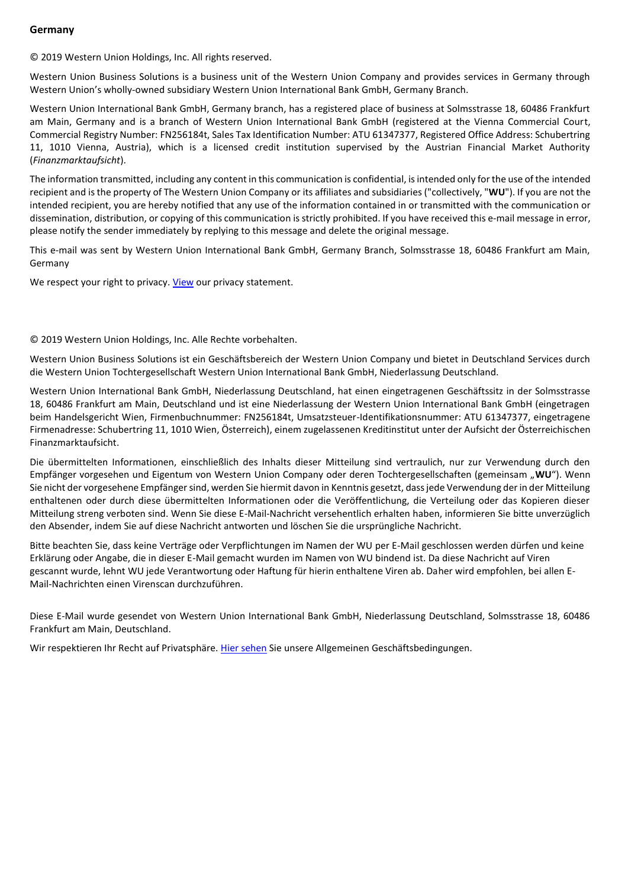**Germany**

© 2019 Western Union Holdings, Inc. All rights reserved.

Western Union Business Solutions is a business unit of the Western Union Company and provides services in Germany through Western Union's wholly-owned subsidiary Western Union International Bank GmbH, Germany Branch.

Western Union International Bank GmbH, Germany branch, has a registered place of business at Solmsstrasse 18, 60486 Frankfurt am Main, Germany and is a branch of Western Union International Bank GmbH (registered at the Vienna Commercial Court, Commercial Registry Number: FN256184t, Sales Tax Identification Number: ATU 61347377, Registered Office Address: Schubertring 11, 1010 Vienna, Austria), which is a licensed credit institution supervised by the Austrian Financial Market Authority (*Finanzmarktaufsicht*).

The information transmitted, including any content in this communication is confidential, is intended only for the use of the intended recipient and is the property of The Western Union Company or its affiliates and subsidiaries ("collectively, "**WU**"). If you are not the intended recipient, you are hereby notified that any use of the information contained in or transmitted with the communication or dissemination, distribution, or copying of this communication is strictly prohibited. If you have received this e-mail message in error, please notify the sender immediately by replying to this message and delete the original message.

This e-mail was sent by Western Union International Bank GmbH, Germany Branch, Solmsstrasse 18, 60486 Frankfurt am Main, Germany

We respect your right to privacy. View our privacy statement.

© 2019 Western Union Holdings, Inc. Alle Rechte vorbehalten.

Western Union Business Solutions ist ein Geschäftsbereich der Western Union Company und bietet in Deutschland Services durch die Western Union Tochtergesellschaft Western Union International Bank GmbH, Niederlassung Deutschland.

Western Union International Bank GmbH, Niederlassung Deutschland, hat einen eingetragenen Geschäftssitz in der Solmsstrasse 18, 60486 Frankfurt am Main, Deutschland und ist eine Niederlassung der Western Union International Bank GmbH (eingetragen beim Handelsgericht Wien, Firmenbuchnummer: FN256184t, Umsatzsteuer-Identifikationsnummer: ATU 61347377, eingetragene Firmenadresse: Schubertring 11, 1010 Wien, Österreich), einem zugelassenen Kreditinstitut unter der Aufsicht der Österreichischen Finanzmarktaufsicht.

Die übermittelten Informationen, einschließlich des Inhalts dieser Mitteilung sind vertraulich, nur zur Verwendung durch den Empfänger vorgesehen und Eigentum von Western Union Company oder deren Tochtergesellschaften (gemeinsam „**WU**"). Wenn Sie nicht der vorgesehene Empfänger sind, werden Sie hiermit davon in Kenntnis gesetzt, dass jede Verwendung der in der Mitteilung enthaltenen oder durch diese übermittelten Informationen oder die Veröffentlichung, die Verteilung oder das Kopieren dieser Mitteilung streng verboten sind. Wenn Sie diese E-Mail-Nachricht versehentlich erhalten haben, informieren Sie bitte unverzüglich den Absender, indem Sie auf diese Nachricht antworten und löschen Sie die ursprüngliche Nachricht.

Bitte beachten Sie, dass keine Verträge oder Verpflichtungen im Namen der WU per E-Mail geschlossen werden dürfen und keine Erklärung oder Angabe, die in dieser E-Mail gemacht wurden im Namen von WU bindend ist. Da diese Nachricht auf Viren gescannt wurde, lehnt WU jede Verantwortung oder Haftung für hierin enthaltene Viren ab. Daher wird empfohlen, bei allen E-Mail-Nachrichten einen Virenscan durchzuführen.

Diese E-Mail wurde gesendet von Western Union International Bank GmbH, Niederlassung Deutschland, Solmsstrasse 18, 60486 Frankfurt am Main, Deutschland.

Wir respektieren Ihr Recht auf Privatsphäre. Hier sehen Sie unsere Allgemeinen Geschäftsbedingungen.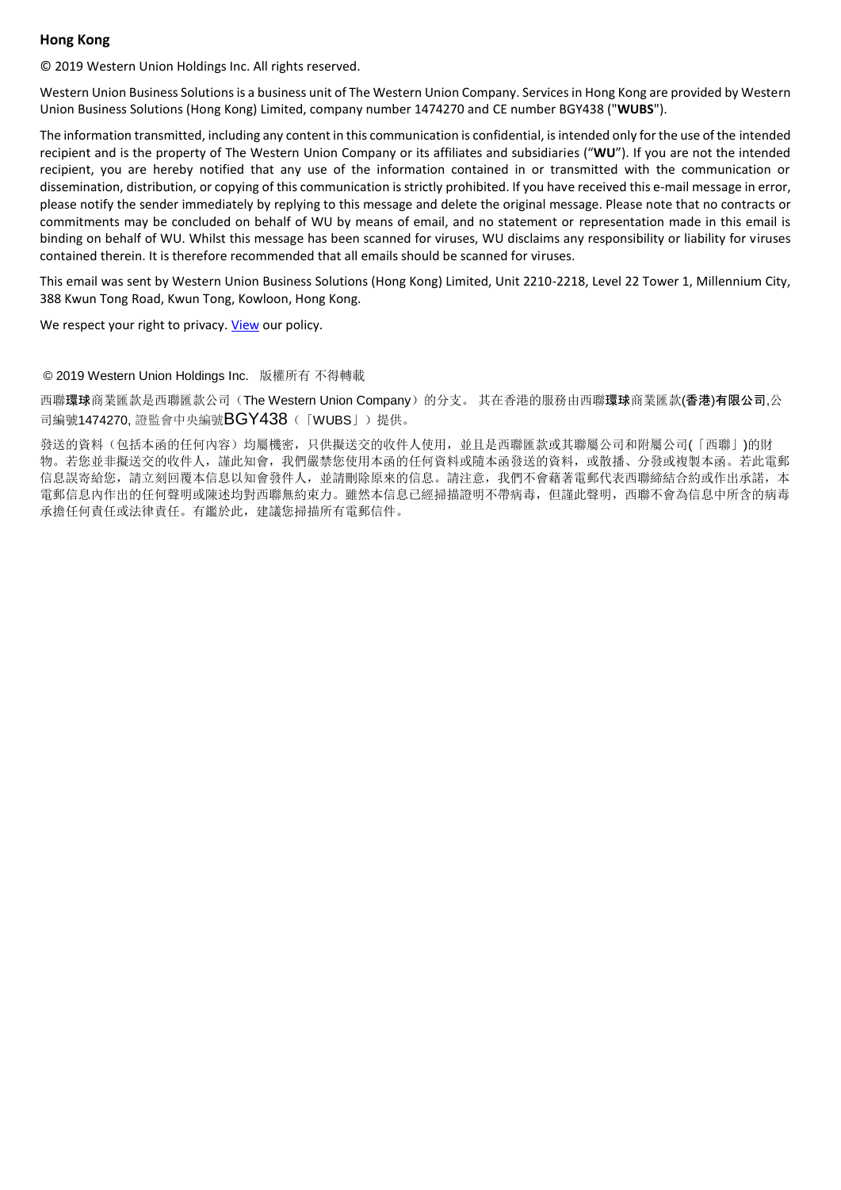**Hong Kong**

© 2019 Western Union Holdings Inc. All rights reserved.

Western Union Business Solutions is a business unit of The Western Union Company. Services in Hong Kong are provided by Western Union Business Solutions (Hong Kong) Limited, company number 1474270 and CE number BGY438 ("**WUBS**").

The information transmitted, including any content in this communication is confidential, is intended only for the use of the intended recipient and is the property of The Western Union Company or its affiliates and subsidiaries (“**WU**”). If you are not the intended recipient, you are hereby notified that any use of the information contained in or transmitted with the communication or dissemination, distribution, or copying of this communication is strictly prohibited. If you have received this e-mail message in error, please notify the sender immediately by replying to this message and delete the original message. Please note that no contracts or commitments may be concluded on behalf of WU by means of email, and no statement or representation made in this email is binding on behalf of WU. Whilst this message has been scanned for viruses, WU disclaims any responsibility or liability for viruses contained therein. It is therefore recommended that all emails should be scanned for viruses.

This email was sent by Western Union Business Solutions (Hong Kong) Limited, Unit 2210-2218, Level 22 Tower 1, Millennium City, 388 Kwun Tong Road, Kwun Tong, Kowloon, Hong Kong.

We respect your right to privacy. View our policy.

© 2019 Western Union Holdings Inc. 版權所有 不得轉載

西聯**環球**商業匯款是西聯匯款公司（The Western Union Company）的分支。 其在香港的服務由西聯**環球**商業匯款(**香港**)**有限公司**,公司編號1474270, 證監會中央編號BGY438（「WUBS」）提供。

發送的資料（包括本函的任何內容）均屬機密，只供擬送交的收件人使用，並且是西聯匯款或其聯屬公司和附屬公司(「西聯」)的財物。若您並非擬送交的收件人，謹此知會，我們嚴禁您使用本函的任何資料或隨本函發送的資料，或散播、分發或複製本函。若此電郵信息誤寄給您，請立刻回覆本信息以知會發件人，並請刪除原來的信息。請注意，我們不會藉著電郵代表西聯締結合約或作出承諾，本電郵信息內作出的任何聲明或陳述均對西聯無約束力。雖然本信息已經掃描證明不帶病毒，但謹此聲明，西聯不會為信息中所含的病毒承擔任何責任或法律責任。有鑑於此，建議您掃描所有電郵信件。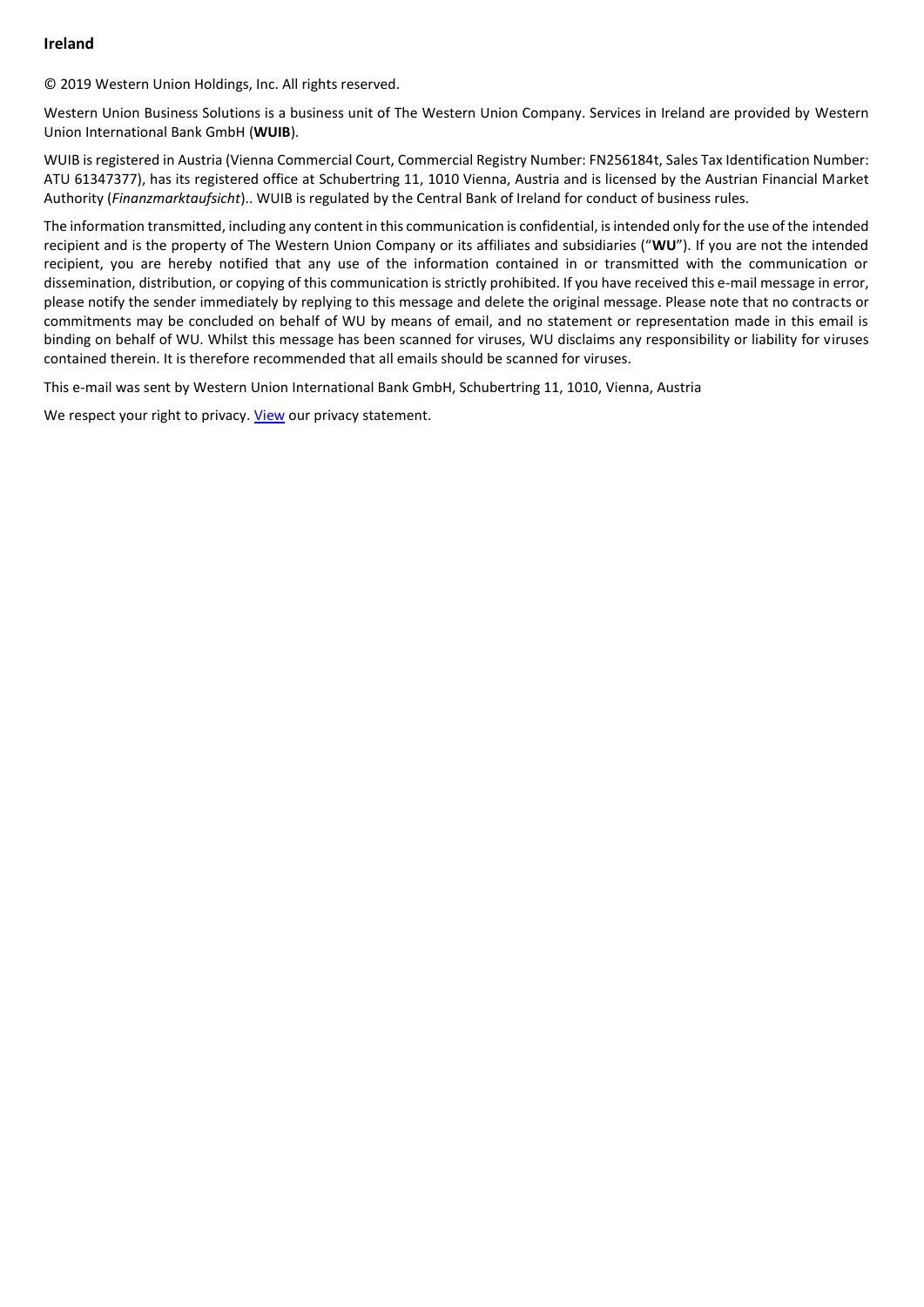**Ireland**

© 2019 Western Union Holdings, Inc. All rights reserved.

Western Union Business Solutions is a business unit of The Western Union Company. Services in Ireland are provided by Western Union International Bank GmbH (**WUIB**).

WUIB is registered in Austria (Vienna Commercial Court, Commercial Registry Number: FN256184t, Sales Tax Identification Number: ATU 61347377), has its registered office at Schubertring 11, 1010 Vienna, Austria and is licensed by the Austrian Financial Market Authority (*Finanzmarktaufsicht*).. WUIB is regulated by the Central Bank of Ireland for conduct of business rules.

The information transmitted, including any content in this communication is confidential, is intended only for the use of the intended recipient and is the property of The Western Union Company or its affiliates and subsidiaries ("**WU**"). If you are not the intended recipient, you are hereby notified that any use of the information contained in or transmitted with the communication or dissemination, distribution, or copying of this communication is strictly prohibited. If you have received this e-mail message in error, please notify the sender immediately by replying to this message and delete the original message. Please note that no contracts or commitments may be concluded on behalf of WU by means of email, and no statement or representation made in this email is binding on behalf of WU. Whilst this message has been scanned for viruses, WU disclaims any responsibility or liability for viruses contained therein. It is therefore recommended that all emails should be scanned for viruses.

This e-mail was sent by Western Union International Bank GmbH, Schubertring 11, 1010, Vienna, Austria

We respect your right to privacy. View our privacy statement.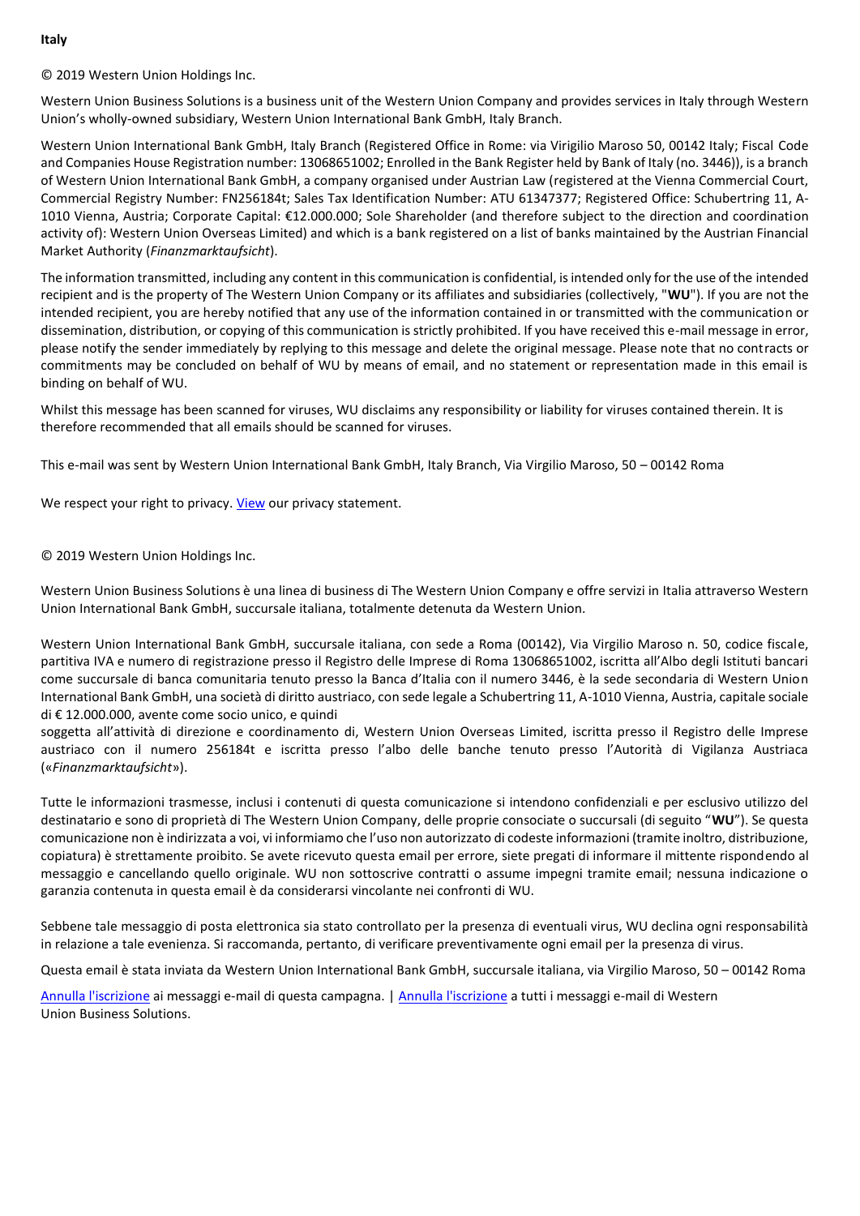**Italy**

© 2019 Western Union Holdings Inc.

Western Union Business Solutions is a business unit of the Western Union Company and provides services in Italy through Western Union's wholly-owned subsidiary, Western Union International Bank GmbH, Italy Branch.

Western Union International Bank GmbH, Italy Branch (Registered Office in Rome: via Virigilio Maroso 50, 00142 Italy; Fiscal Code and Companies House Registration number: 13068651002; Enrolled in the Bank Register held by Bank of Italy (no. 3446)), is a branch of Western Union International Bank GmbH, a company organised under Austrian Law (registered at the Vienna Commercial Court, Commercial Registry Number: FN256184t; Sales Tax Identification Number: ATU 61347377; Registered Office: Schubertring 11, A-1010 Vienna, Austria; Corporate Capital: €12.000.000; Sole Shareholder (and therefore subject to the direction and coordination activity of): Western Union Overseas Limited) and which is a bank registered on a list of banks maintained by the Austrian Financial Market Authority (*Finanzmarktaufsicht*).

The information transmitted, including any content in this communication is confidential, is intended only for the use of the intended recipient and is the property of The Western Union Company or its affiliates and subsidiaries (collectively, "**WU**"). If you are not the intended recipient, you are hereby notified that any use of the information contained in or transmitted with the communication or dissemination, distribution, or copying of this communication is strictly prohibited. If you have received this e-mail message in error, please notify the sender immediately by replying to this message and delete the original message. Please note that no contracts or commitments may be concluded on behalf of WU by means of email, and no statement or representation made in this email is binding on behalf of WU.

Whilst this message has been scanned for viruses, WU disclaims any responsibility or liability for viruses contained therein. It is therefore recommended that all emails should be scanned for viruses.

This e-mail was sent by Western Union International Bank GmbH, Italy Branch, Via Virgilio Maroso, 50 – 00142 Roma

We respect your right to privacy. View our privacy statement.

© 2019 Western Union Holdings Inc.

Western Union Business Solutions è una linea di business di The Western Union Company e offre servizi in Italia attraverso Western Union International Bank GmbH, succursale italiana, totalmente detenuta da Western Union.

Western Union International Bank GmbH, succursale italiana, con sede a Roma (00142), Via Virgilio Maroso n. 50, codice fiscale, partitiva IVA e numero di registrazione presso il Registro delle Imprese di Roma 13068651002, iscritta all'Albo degli Istituti bancari come succursale di banca comunitaria tenuto presso la Banca d'Italia con il numero 3446, è la sede secondaria di Western Union International Bank GmbH, una società di diritto austriaco, con sede legale a Schubertring 11, A-1010 Vienna, Austria, capitale sociale di € 12.000.000, avente come socio unico, e quindi soggetta all'attività di direzione e coordinamento di, Western Union Overseas Limited, iscritta presso il Registro delle Imprese austriaco con il numero 256184t e iscritta presso l'albo delle banche tenuto presso l'Autorità di Vigilanza Austriaca («*Finanzmarktaufsicht*»).

Tutte le informazioni trasmesse, inclusi i contenuti di questa comunicazione si intendono confidenziali e per esclusivo utilizzo del destinatario e sono di proprietà di The Western Union Company, delle proprie consociate o succursali (di seguito "**WU**"). Se questa comunicazione non è indirizzata a voi, vi informiamo che l'uso non autorizzato di codeste informazioni (tramite inoltro, distribuzione, copiatura) è strettamente proibito. Se avete ricevuto questa email per errore, siete pregati di informare il mittente rispondendo al messaggio e cancellando quello originale. WU non sottoscrive contratti o assume impegni tramite email; nessuna indicazione o garanzia contenuta in questa email è da considerarsi vincolante nei confronti di WU.

Sebbene tale messaggio di posta elettronica sia stato controllato per la presenza di eventuali virus, WU declina ogni responsabilità in relazione a tale evenienza. Si raccomanda, pertanto, di verificare preventivamente ogni email per la presenza di virus.

Questa email è stata inviata da Western Union International Bank GmbH, succursale italiana, via Virgilio Maroso, 50 – 00142 Roma

Annulla l'iscrizione ai messaggi e-mail di questa campagna. | Annulla l'iscrizione a tutti i messaggi e-mail di Western Union Business Solutions.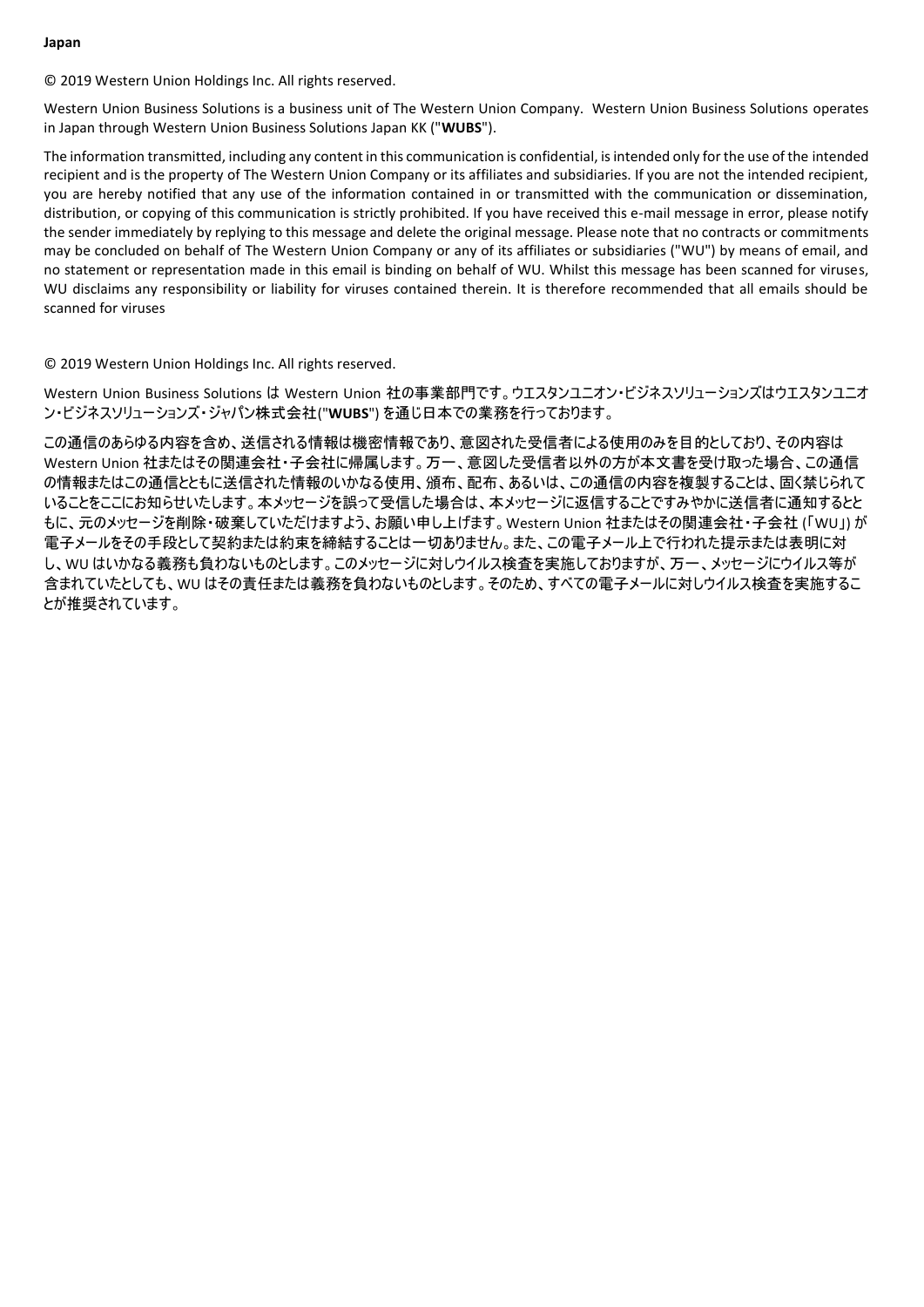**Japan**

© 2019 Western Union Holdings Inc. All rights reserved.

Western Union Business Solutions is a business unit of The Western Union Company. Western Union Business Solutions operates in Japan through Western Union Business Solutions Japan KK ("**WUBS**").

The information transmitted, including any content in this communication is confidential, is intended only for the use of the intended recipient and is the property of The Western Union Company or its affiliates and subsidiaries. If you are not the intended recipient, you are hereby notified that any use of the information contained in or transmitted with the communication or dissemination, distribution, or copying of this communication is strictly prohibited. If you have received this e-mail message in error, please notify the sender immediately by replying to this message and delete the original message. Please note that no contracts or commitments may be concluded on behalf of The Western Union Company or any of its affiliates or subsidiaries ("WU") by means of email, and no statement or representation made in this email is binding on behalf of WU. Whilst this message has been scanned for viruses, WU disclaims any responsibility or liability for viruses contained therein. It is therefore recommended that all emails should be scanned for viruses

© 2019 Western Union Holdings Inc. All rights reserved.

Western Union Business Solutions は Western Union 社の事業部門です。ウエスタンユニオン・ビジネスソリューションズはウエスタンユニオン・ビジネスソリューションズ・ジャパン株式会社("**WUBS**") を通じ日本での業務を行っております。

この通信のあらゆる内容を含め、送信される情報は機密情報であり、意図された受信者による使用のみを目的としており、その内容は Western Union 社またはその関連会社・子会社に帰属します。万一、意図した受信者以外の方が本文書を受け取った場合、この通信の情報またはこの通信とともに送信された情報のいかなる使用、頒布、配布、あるいは、この通信の内容を複製することは、固く禁じられていることをここにお知らせいたします。本メッセージを誤って受信した場合は、本メッセージに返信することですみやかに送信者に通知するとともに、元のメッセージを削除・破棄していただけますよう、お願い申し上げます。Western Union 社またはその関連会社・子会社 (「WU」) が電子メールをその手段として契約または約束を締結することは一切ありません。また、この電子メール上で行われた提示または表明に対し、WU はいかなる義務も負わないものとします。このメッセージに対しウイルス検査を実施しておりますが、万一、メッセージにウイルス等が含まれていたとしても、WU はその責任または義務を負わないものとします。そのため、すべての電子メールに対しウイルス検査を実施することが推奨されています。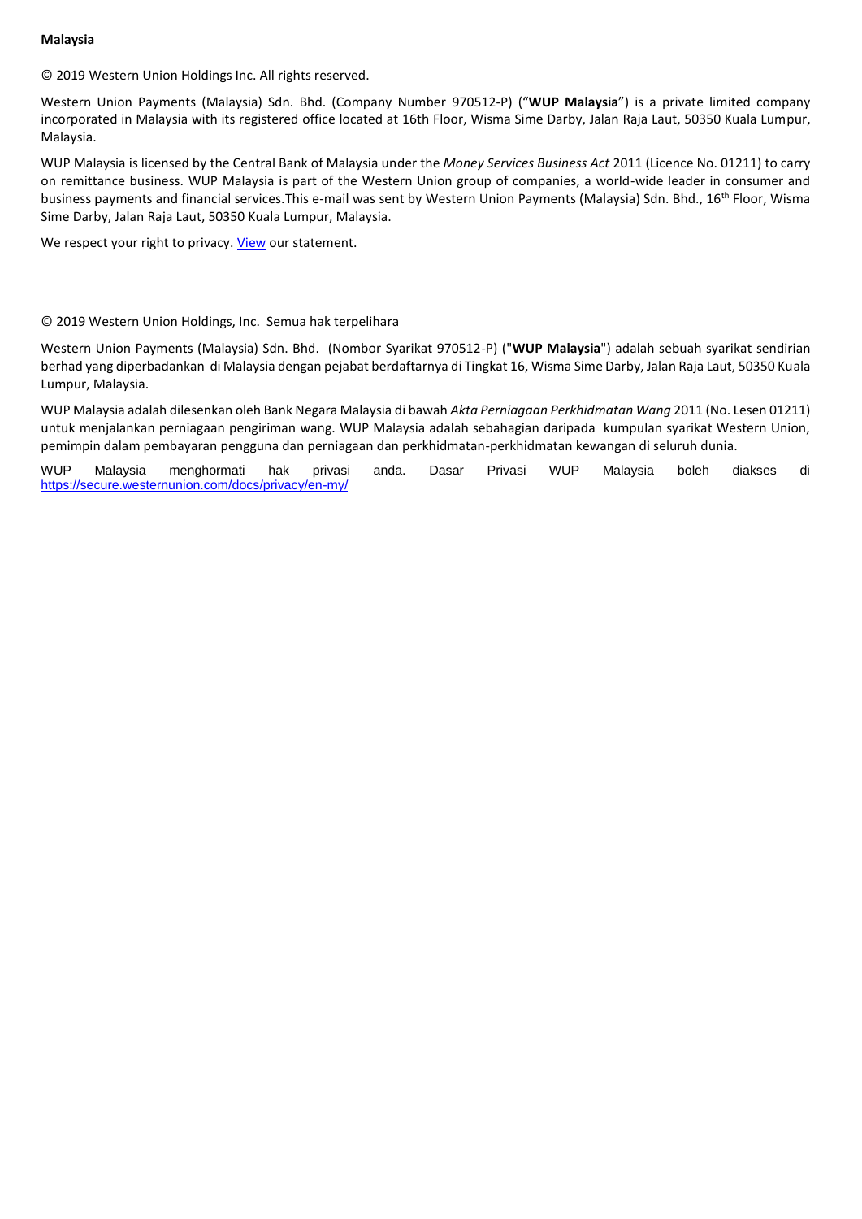**Malaysia**

© 2019 Western Union Holdings Inc. All rights reserved.

Western Union Payments (Malaysia) Sdn. Bhd. (Company Number 970512-P) (“**WUP Malaysia**”) is a private limited company incorporated in Malaysia with its registered office located at 16th Floor, Wisma Sime Darby, Jalan Raja Laut, 50350 Kuala Lumpur, Malaysia.

WUP Malaysia is licensed by the Central Bank of Malaysia under the *Money Services Business Act* 2011 (Licence No. 01211) to carry on remittance business. WUP Malaysia is part of the Western Union group of companies, a world-wide leader in consumer and business payments and financial services.This e-mail was sent by Western Union Payments (Malaysia) Sdn. Bhd., 16th Floor, Wisma Sime Darby, Jalan Raja Laut, 50350 Kuala Lumpur, Malaysia.

We respect your right to privacy. View our statement.

© 2019 Western Union Holdings, Inc. Semua hak terpelihara

Western Union Payments (Malaysia) Sdn. Bhd. (Nombor Syarikat 970512-P) ("**WUP Malaysia**") adalah sebuah syarikat sendirian berhad yang diperbadankan di Malaysia dengan pejabat berdaftarnya di Tingkat 16, Wisma Sime Darby, Jalan Raja Laut, 50350 Kuala Lumpur, Malaysia.

WUP Malaysia adalah dilesenkan oleh Bank Negara Malaysia di bawah *Akta Perniagaan Perkhidmatan Wang* 2011 (No. Lesen 01211) untuk menjalankan perniagaan pengiriman wang. WUP Malaysia adalah sebahagian daripada kumpulan syarikat Western Union, pemimpin dalam pembayaran pengguna dan perniagaan dan perkhidmatan-perkhidmatan kewangan di seluruh dunia.

WUP Malaysia menghormati hak privasi anda. Dasar Privasi WUP Malaysia boleh diakses di https://secure.westernunion.com/docs/privacy/en-my/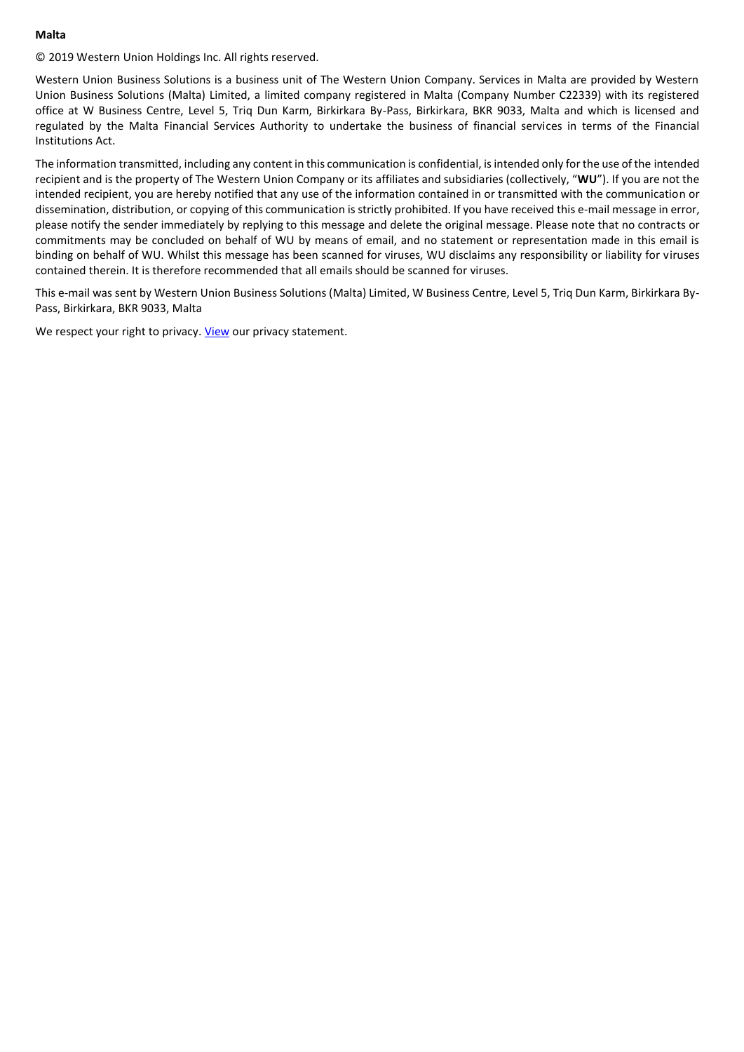**Malta**

© 2019 Western Union Holdings Inc. All rights reserved.

Western Union Business Solutions is a business unit of The Western Union Company. Services in Malta are provided by Western Union Business Solutions (Malta) Limited, a limited company registered in Malta (Company Number C22339) with its registered office at W Business Centre, Level 5, Triq Dun Karm, Birkirkara By-Pass, Birkirkara, BKR 9033, Malta and which is licensed and regulated by the Malta Financial Services Authority to undertake the business of financial services in terms of the Financial Institutions Act.

The information transmitted, including any content in this communication is confidential, is intended only for the use of the intended recipient and is the property of The Western Union Company or its affiliates and subsidiaries (collectively, "**WU**"). If you are not the intended recipient, you are hereby notified that any use of the information contained in or transmitted with the communication or dissemination, distribution, or copying of this communication is strictly prohibited. If you have received this e-mail message in error, please notify the sender immediately by replying to this message and delete the original message. Please note that no contracts or commitments may be concluded on behalf of WU by means of email, and no statement or representation made in this email is binding on behalf of WU. Whilst this message has been scanned for viruses, WU disclaims any responsibility or liability for viruses contained therein. It is therefore recommended that all emails should be scanned for viruses.

This e-mail was sent by Western Union Business Solutions (Malta) Limited, W Business Centre, Level 5, Triq Dun Karm, Birkirkara By-Pass, Birkirkara, BKR 9033, Malta

We respect your right to privacy. View our privacy statement.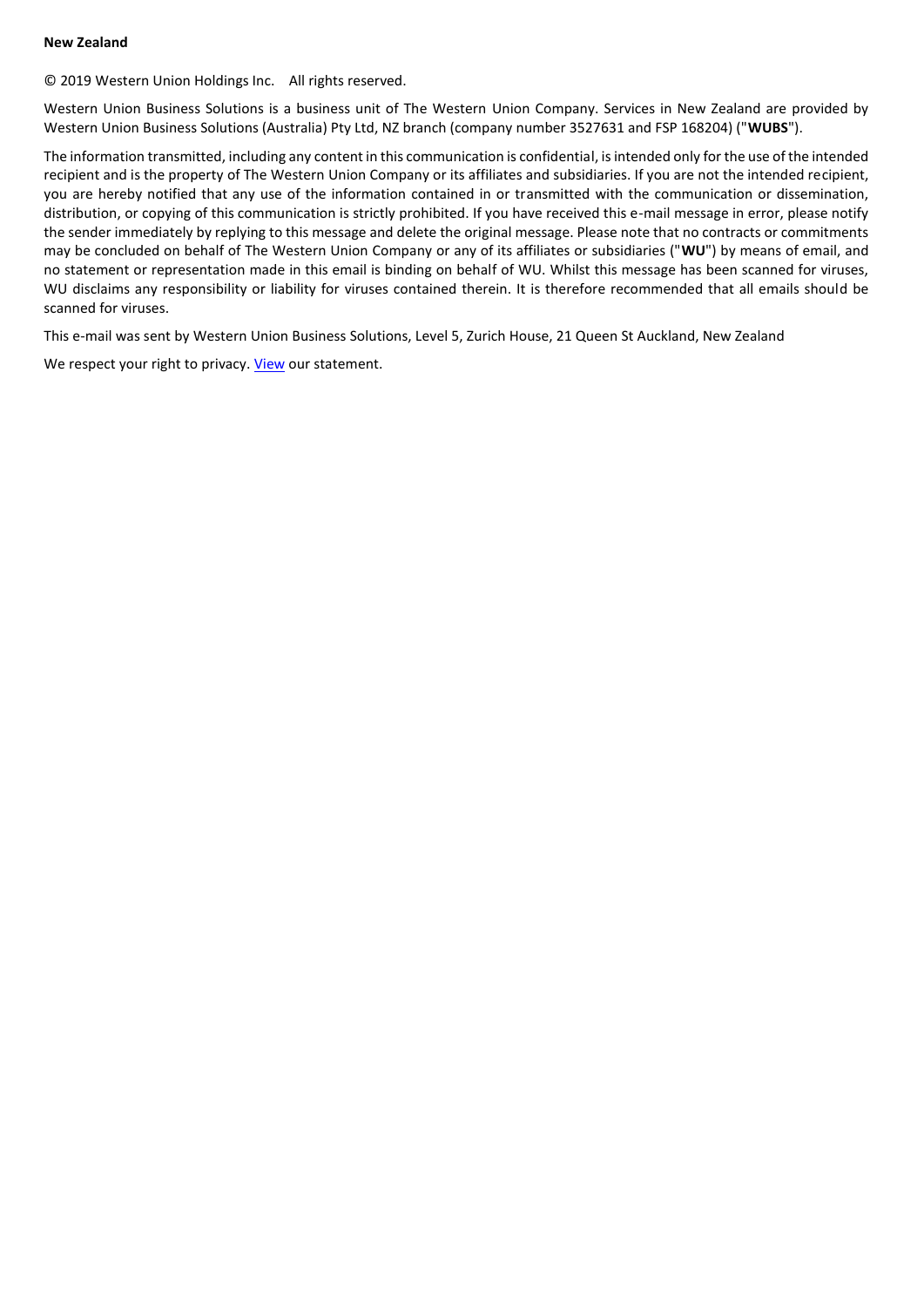**New Zealand**

© 2019 Western Union Holdings Inc.    All rights reserved.

Western Union Business Solutions is a business unit of The Western Union Company. Services in New Zealand are provided by Western Union Business Solutions (Australia) Pty Ltd, NZ branch (company number 3527631 and FSP 168204) ("**WUBS**").

The information transmitted, including any content in this communication is confidential, is intended only for the use of the intended recipient and is the property of The Western Union Company or its affiliates and subsidiaries. If you are not the intended recipient, you are hereby notified that any use of the information contained in or transmitted with the communication or dissemination, distribution, or copying of this communication is strictly prohibited. If you have received this e-mail message in error, please notify the sender immediately by replying to this message and delete the original message. Please note that no contracts or commitments may be concluded on behalf of The Western Union Company or any of its affiliates or subsidiaries ("**WU**") by means of email, and no statement or representation made in this email is binding on behalf of WU. Whilst this message has been scanned for viruses, WU disclaims any responsibility or liability for viruses contained therein. It is therefore recommended that all emails should be scanned for viruses.

This e-mail was sent by Western Union Business Solutions, Level 5, Zurich House, 21 Queen St Auckland, New Zealand

We respect your right to privacy. View our statement.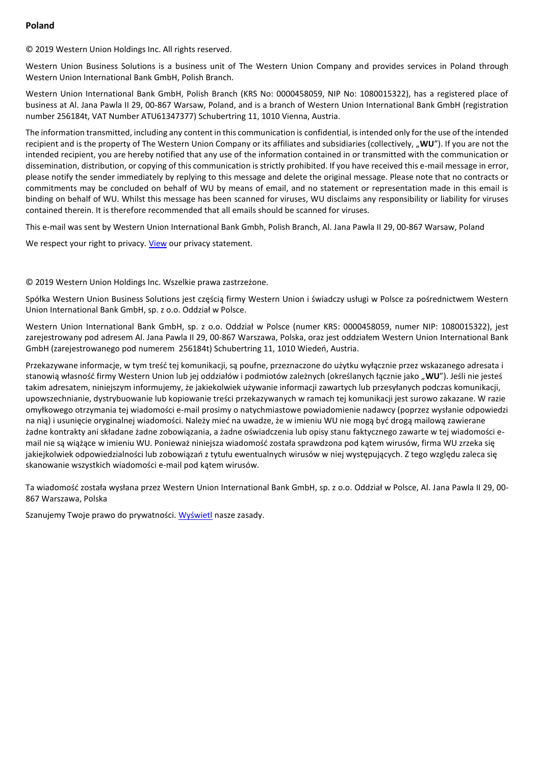**Poland**

© 2019 Western Union Holdings Inc. All rights reserved.

Western Union Business Solutions is a business unit of The Western Union Company and provides services in Poland through Western Union International Bank GmbH, Polish Branch.

Western Union International Bank GmbH, Polish Branch (KRS No: 0000458059, NIP No: 1080015322), has a registered place of business at Al. Jana Pawla II 29, 00-867 Warsaw, Poland, and is a branch of Western Union International Bank GmbH (registration number 256184t, VAT Number ATU61347377) Schubertring 11, 1010 Vienna, Austria.

The information transmitted, including any content in this communication is confidential, is intended only for the use of the intended recipient and is the property of The Western Union Company or its affiliates and subsidiaries (collectively, „**WU**"). If you are not the intended recipient, you are hereby notified that any use of the information contained in or transmitted with the communication or dissemination, distribution, or copying of this communication is strictly prohibited. If you have received this e-mail message in error, please notify the sender immediately by replying to this message and delete the original message. Please note that no contracts or commitments may be concluded on behalf of WU by means of email, and no statement or representation made in this email is binding on behalf of WU. Whilst this message has been scanned for viruses, WU disclaims any responsibility or liability for viruses contained therein. It is therefore recommended that all emails should be scanned for viruses.

This e-mail was sent by Western Union International Bank Gmbh, Polish Branch, Al. Jana Pawla II 29, 00-867 Warsaw, Poland

We respect your right to privacy. View our privacy statement.

© 2019 Western Union Holdings Inc. Wszelkie prawa zastrzeżone.

Spółka Western Union Business Solutions jest częścią firmy Western Union i świadczy usługi w Polsce za pośrednictwem Western Union International Bank GmbH, sp. z o.o. Oddział w Polsce.

Western Union International Bank GmbH, sp. z o.o. Oddział w Polsce (numer KRS: 0000458059, numer NIP: 1080015322), jest zarejestrowany pod adresem Al. Jana Pawla II 29, 00-867 Warszawa, Polska, oraz jest oddziałem Western Union International Bank GmbH (zarejestrowanego pod numerem 256184t) Schubertring 11, 1010 Wiedeń, Austria.

Przekazywane informacje, w tym treść tej komunikacji, są poufne, przeznaczone do użytku wyłącznie przez wskazanego adresata i stanowią własność firmy Western Union lub jej oddziałów i podmiotów zależnych (określanych łącznie jako „**WU**"). Jeśli nie jesteś takim adresatem, niniejszym informujemy, że jakiekolwiek używanie informacji zawartych lub przesyłanych podczas komunikacji, upowszechnianie, dystrybuowanie lub kopiowanie treści przekazywanych w ramach tej komunikacji jest surowo zakazane. W razie omyłkowego otrzymania tej wiadomości e-mail prosimy o natychmiastowe powiadomienie nadawcy (poprzez wysłanie odpowiedzi na nią) i usunięcie oryginalnej wiadomości. Należy mieć na uwadze, że w imieniu WU nie mogą być drogą mailową zawierane żadne kontrakty ani składane żadne zobowiązania, a żadne oświadczenia lub opisy stanu faktycznego zawarte w tej wiadomości e-mail nie są wiążące w imieniu WU. Ponieważ niniejsza wiadomość została sprawdzona pod kątem wirusów, firma WU zrzeka się jakiejkolwiek odpowiedzialności lub zobowiązań z tytułu ewentualnych wirusów w niej występujących. Z tego względu zaleca się skanowanie wszystkich wiadomości e-mail pod kątem wirusów.

Ta wiadomość została wysłana przez Western Union International Bank GmbH, sp. z o.o. Oddział w Polsce, Al. Jana Pawla II 29, 00-867 Warszawa, Polska

Szanujemy Twoje prawo do prywatności. Wyświetl nasze zasady.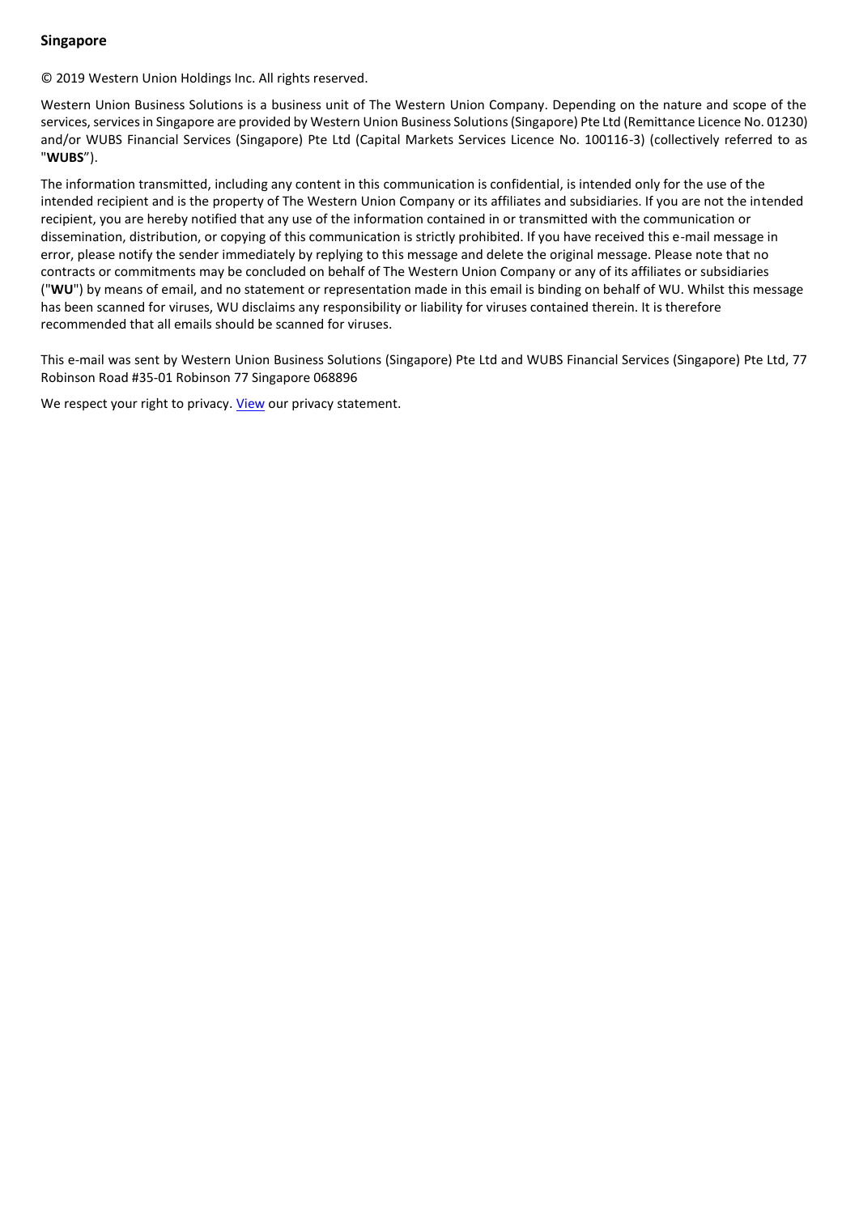**Singapore**

© 2019 Western Union Holdings Inc. All rights reserved.

Western Union Business Solutions is a business unit of The Western Union Company. Depending on the nature and scope of the services, services in Singapore are provided by Western Union Business Solutions (Singapore) Pte Ltd (Remittance Licence No. 01230) and/or WUBS Financial Services (Singapore) Pte Ltd (Capital Markets Services Licence No. 100116-3) (collectively referred to as "**WUBS**").

The information transmitted, including any content in this communication is confidential, is intended only for the use of the intended recipient and is the property of The Western Union Company or its affiliates and subsidiaries. If you are not the intended recipient, you are hereby notified that any use of the information contained in or transmitted with the communication or dissemination, distribution, or copying of this communication is strictly prohibited. If you have received this e-mail message in error, please notify the sender immediately by replying to this message and delete the original message. Please note that no contracts or commitments may be concluded on behalf of The Western Union Company or any of its affiliates or subsidiaries ("**WU**") by means of email, and no statement or representation made in this email is binding on behalf of WU. Whilst this message has been scanned for viruses, WU disclaims any responsibility or liability for viruses contained therein. It is therefore recommended that all emails should be scanned for viruses.

This e-mail was sent by Western Union Business Solutions (Singapore) Pte Ltd and WUBS Financial Services (Singapore) Pte Ltd, 77 Robinson Road #35-01 Robinson 77 Singapore 068896

We respect your right to privacy. View our privacy statement.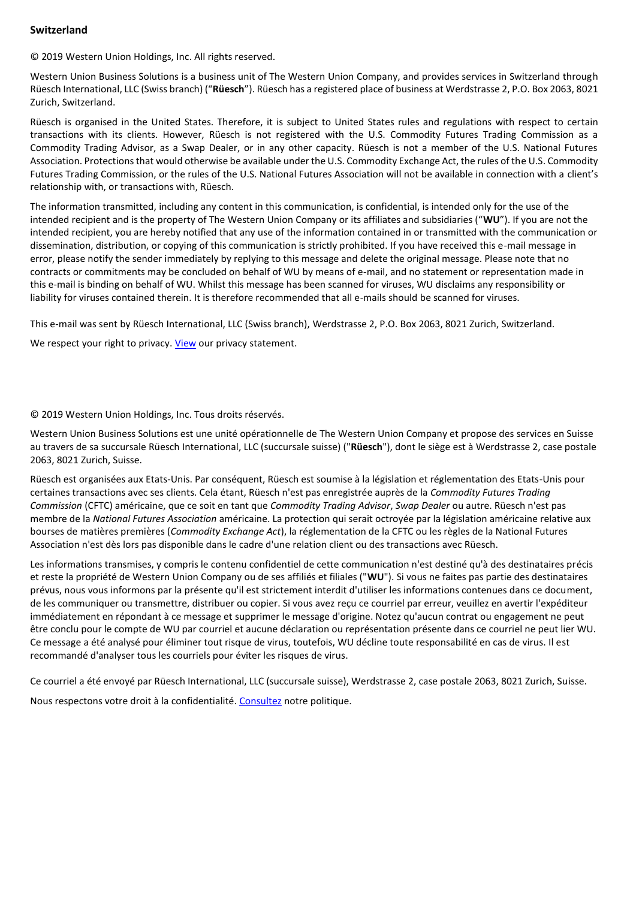**Switzerland**

© 2019 Western Union Holdings, Inc. All rights reserved.

Western Union Business Solutions is a business unit of The Western Union Company, and provides services in Switzerland through Rüesch International, LLC (Swiss branch) ("**Rüesch**"). Rüesch has a registered place of business at Werdstrasse 2, P.O. Box 2063, 8021 Zurich, Switzerland.

Rüesch is organised in the United States. Therefore, it is subject to United States rules and regulations with respect to certain transactions with its clients. However, Rüesch is not registered with the U.S. Commodity Futures Trading Commission as a Commodity Trading Advisor, as a Swap Dealer, or in any other capacity. Rüesch is not a member of the U.S. National Futures Association. Protections that would otherwise be available under the U.S. Commodity Exchange Act, the rules of the U.S. Commodity Futures Trading Commission, or the rules of the U.S. National Futures Association will not be available in connection with a client's relationship with, or transactions with, Rüesch.

The information transmitted, including any content in this communication, is confidential, is intended only for the use of the intended recipient and is the property of The Western Union Company or its affiliates and subsidiaries ("**WU**"). If you are not the intended recipient, you are hereby notified that any use of the information contained in or transmitted with the communication or dissemination, distribution, or copying of this communication is strictly prohibited. If you have received this e-mail message in error, please notify the sender immediately by replying to this message and delete the original message. Please note that no contracts or commitments may be concluded on behalf of WU by means of e-mail, and no statement or representation made in this e-mail is binding on behalf of WU. Whilst this message has been scanned for viruses, WU disclaims any responsibility or liability for viruses contained therein. It is therefore recommended that all e-mails should be scanned for viruses.

This e-mail was sent by Rüesch International, LLC (Swiss branch), Werdstrasse 2, P.O. Box 2063, 8021 Zurich, Switzerland.

We respect your right to privacy. [View](#) our privacy statement.

© 2019 Western Union Holdings, Inc. Tous droits réservés.

Western Union Business Solutions est une unité opérationnelle de The Western Union Company et propose des services en Suisse au travers de sa succursale Rüesch International, LLC (succursale suisse) ("**Rüesch**"), dont le siège est à Werdstrasse 2, case postale 2063, 8021 Zurich, Suisse.

Rüesch est organisées aux Etats-Unis. Par conséquent, Rüesch est soumise à la législation et réglementation des Etats-Unis pour certaines transactions avec ses clients. Cela étant, Rüesch n'est pas enregistrée auprès de la *Commodity Futures Trading Commission* (CFTC) américaine, que ce soit en tant que *Commodity Trading Advisor*, *Swap Dealer* ou autre. Rüesch n'est pas membre de la *National Futures Association* américaine. La protection qui serait octroyée par la législation américaine relative aux bourses de matières premières (*Commodity Exchange Act*), la réglementation de la CFTC ou les règles de la National Futures Association n'est dès lors pas disponible dans le cadre d'une relation client ou des transactions avec Rüesch.

Les informations transmises, y compris le contenu confidentiel de cette communication n'est destiné qu'à des destinataires précis et reste la propriété de Western Union Company ou de ses affiliés et filiales ("**WU**"). Si vous ne faites pas partie des destinataires prévus, nous vous informons par la présente qu'il est strictement interdit d'utiliser les informations contenues dans ce document, de les communiquer ou transmettre, distribuer ou copier. Si vous avez reçu ce courriel par erreur, veuillez en avertir l'expéditeur immédiatement en répondant à ce message et supprimer le message d'origine. Notez qu'aucun contrat ou engagement ne peut être conclu pour le compte de WU par courriel et aucune déclaration ou représentation présente dans ce courriel ne peut lier WU. Ce message a été analysé pour éliminer tout risque de virus, toutefois, WU décline toute responsabilité en cas de virus. Il est recommandé d'analyser tous les courriels pour éviter les risques de virus.

Ce courriel a été envoyé par Rüesch International, LLC (succursale suisse), Werdstrasse 2, case postale 2063, 8021 Zurich, Suisse.

Nous respectons votre droit à la confidentialité. [Consultez](#) notre politique.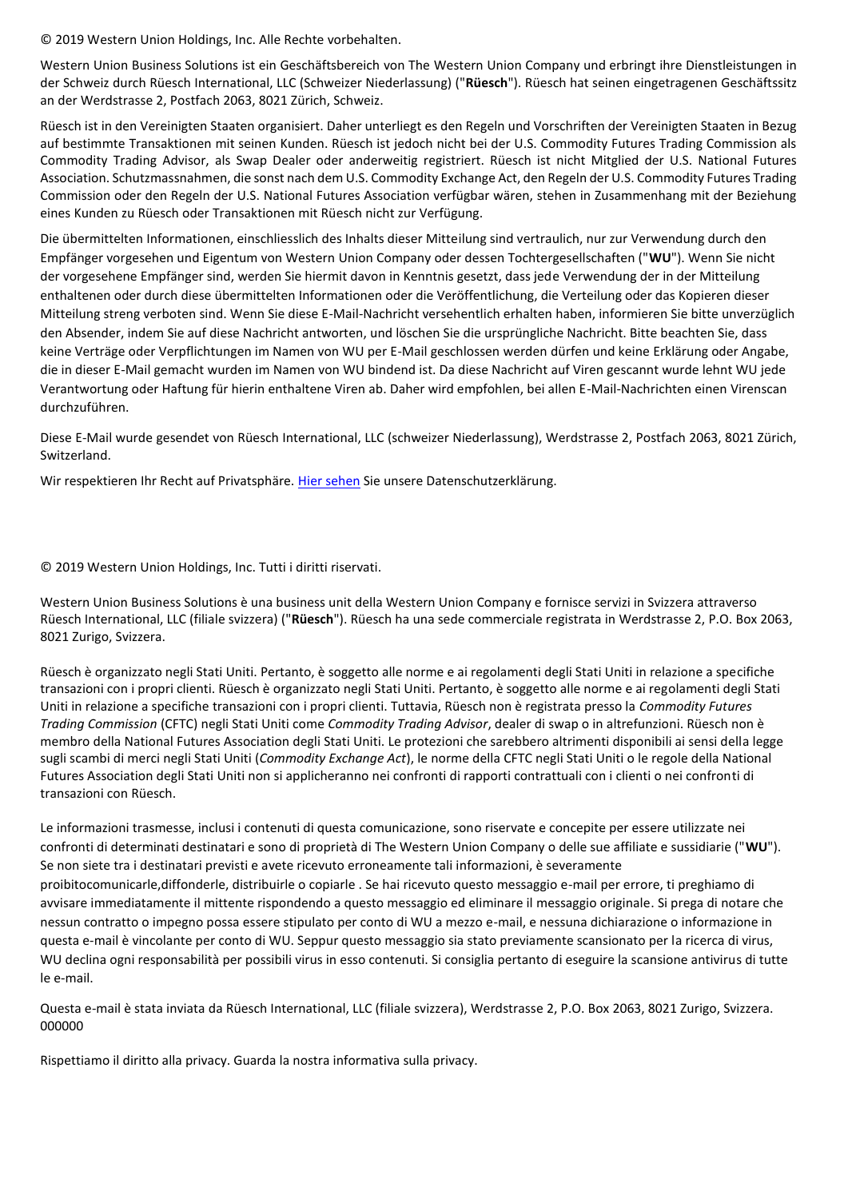© 2019 Western Union Holdings, Inc. Alle Rechte vorbehalten.

Western Union Business Solutions ist ein Geschäftsbereich von The Western Union Company und erbringt ihre Dienstleistungen in der Schweiz durch Rüesch International, LLC (Schweizer Niederlassung) ("**Rüesch**"). Rüesch hat seinen eingetragenen Geschäftssitz an der Werdstrasse 2, Postfach 2063, 8021 Zürich, Schweiz.

Rüesch ist in den Vereinigten Staaten organisiert. Daher unterliegt es den Regeln und Vorschriften der Vereinigten Staaten in Bezug auf bestimmte Transaktionen mit seinen Kunden. Rüesch ist jedoch nicht bei der U.S. Commodity Futures Trading Commission als Commodity Trading Advisor, als Swap Dealer oder anderweitig registriert. Rüesch ist nicht Mitglied der U.S. National Futures Association. Schutzmassnahmen, die sonst nach dem U.S. Commodity Exchange Act, den Regeln der U.S. Commodity Futures Trading Commission oder den Regeln der U.S. National Futures Association verfügbar wären, stehen in Zusammenhang mit der Beziehung eines Kunden zu Rüesch oder Transaktionen mit Rüesch nicht zur Verfügung.

Die übermittelten Informationen, einschliesslich des Inhalts dieser Mitteilung sind vertraulich, nur zur Verwendung durch den Empfänger vorgesehen und Eigentum von Western Union Company oder dessen Tochtergesellschaften ("**WU**"). Wenn Sie nicht der vorgesehene Empfänger sind, werden Sie hiermit davon in Kenntnis gesetzt, dass jede Verwendung der in der Mitteilung enthaltenen oder durch diese übermittelten Informationen oder die Veröffentlichung, die Verteilung oder das Kopieren dieser Mitteilung streng verboten sind. Wenn Sie diese E-Mail-Nachricht versehentlich erhalten haben, informieren Sie bitte unverzüglich den Absender, indem Sie auf diese Nachricht antworten, und löschen Sie die ursprüngliche Nachricht. Bitte beachten Sie, dass keine Verträge oder Verpflichtungen im Namen von WU per E-Mail geschlossen werden dürfen und keine Erklärung oder Angabe, die in dieser E-Mail gemacht wurden im Namen von WU bindend ist. Da diese Nachricht auf Viren gescannt wurde lehnt WU jede Verantwortung oder Haftung für hierin enthaltene Viren ab. Daher wird empfohlen, bei allen E-Mail-Nachrichten einen Virenscan durchzuführen.

Diese E-Mail wurde gesendet von Rüesch International, LLC (schweizer Niederlassung), Werdstrasse 2, Postfach 2063, 8021 Zürich, Switzerland.

Wir respektieren Ihr Recht auf Privatsphäre. Hier sehen Sie unsere Datenschutzerklärung.

© 2019 Western Union Holdings, Inc. Tutti i diritti riservati.

Western Union Business Solutions è una business unit della Western Union Company e fornisce servizi in Svizzera attraverso Rüesch International, LLC (filiale svizzera) ("**Rüesch**"). Rüesch ha una sede commerciale registrata in Werdstrasse 2, P.O. Box 2063, 8021 Zurigo, Svizzera.

Rüesch è organizzato negli Stati Uniti. Pertanto, è soggetto alle norme e ai regolamenti degli Stati Uniti in relazione a specifiche transazioni con i propri clienti. Rüesch è organizzato negli Stati Uniti. Pertanto, è soggetto alle norme e ai regolamenti degli Stati Uniti in relazione a specifiche transazioni con i propri clienti. Tuttavia, Rüesch non è registrata presso la *Commodity Futures Trading Commission* (CFTC) negli Stati Uniti come *Commodity Trading Advisor*, dealer di swap o in altrefunzioni. Rüesch non è membro della National Futures Association degli Stati Uniti. Le protezioni che sarebbero altrimenti disponibili ai sensi della legge sugli scambi di merci negli Stati Uniti (*Commodity Exchange Act*), le norme della CFTC negli Stati Uniti o le regole della National Futures Association degli Stati Uniti non si applicheranno nei confronti di rapporti contrattuali con i clienti o nei confronti di transazioni con Rüesch.

Le informazioni trasmesse, inclusi i contenuti di questa comunicazione, sono riservate e concepite per essere utilizzate nei confronti di determinati destinatari e sono di proprietà di The Western Union Company o delle sue affiliate e sussidiarie ("**WU**"). Se non siete tra i destinatari previsti e avete ricevuto erroneamente tali informazioni, è severamente proibitocomunicarle,diffonderle, distribuirle o copiarle . Se hai ricevuto questo messaggio e-mail per errore, ti preghiamo di avvisare immediatamente il mittente rispondendo a questo messaggio ed eliminare il messaggio originale. Si prega di notare che nessun contratto o impegno possa essere stipulato per conto di WU a mezzo e-mail, e nessuna dichiarazione o informazione in questa e-mail è vincolante per conto di WU. Seppur questo messaggio sia stato previamente scansionato per la ricerca di virus, WU declina ogni responsabilità per possibili virus in esso contenuti. Si consiglia pertanto di eseguire la scansione antivirus di tutte le e-mail.

Questa e-mail è stata inviata da Rüesch International, LLC (filiale svizzera), Werdstrasse 2, P.O. Box 2063, 8021 Zurigo, Svizzera.
000000

Rispettiamo il diritto alla privacy. Guarda la nostra informativa sulla privacy.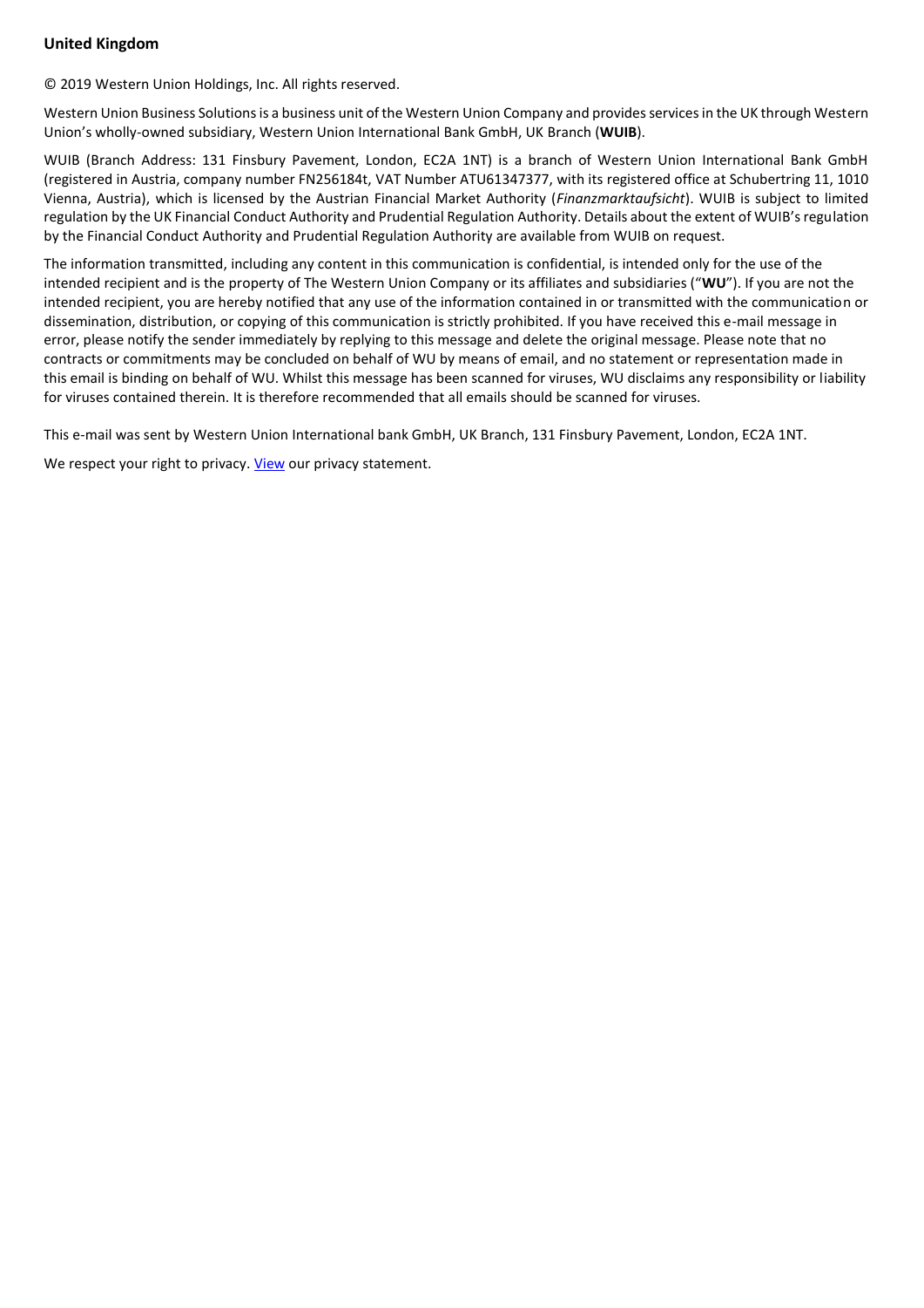**United Kingdom**

© 2019 Western Union Holdings, Inc. All rights reserved.

Western Union Business Solutions is a business unit of the Western Union Company and provides services in the UK through Western Union's wholly-owned subsidiary, Western Union International Bank GmbH, UK Branch (**WUIB**).

WUIB (Branch Address: 131 Finsbury Pavement, London, EC2A 1NT) is a branch of Western Union International Bank GmbH (registered in Austria, company number FN256184t, VAT Number ATU61347377, with its registered office at Schubertring 11, 1010 Vienna, Austria), which is licensed by the Austrian Financial Market Authority (*Finanzmarktaufsicht*). WUIB is subject to limited regulation by the UK Financial Conduct Authority and Prudential Regulation Authority. Details about the extent of WUIB's regulation by the Financial Conduct Authority and Prudential Regulation Authority are available from WUIB on request.

The information transmitted, including any content in this communication is confidential, is intended only for the use of the intended recipient and is the property of The Western Union Company or its affiliates and subsidiaries ("**WU**"). If you are not the intended recipient, you are hereby notified that any use of the information contained in or transmitted with the communication or dissemination, distribution, or copying of this communication is strictly prohibited. If you have received this e-mail message in error, please notify the sender immediately by replying to this message and delete the original message. Please note that no contracts or commitments may be concluded on behalf of WU by means of email, and no statement or representation made in this email is binding on behalf of WU. Whilst this message has been scanned for viruses, WU disclaims any responsibility or liability for viruses contained therein. It is therefore recommended that all emails should be scanned for viruses.

This e-mail was sent by Western Union International bank GmbH, UK Branch, 131 Finsbury Pavement, London, EC2A 1NT.

We respect your right to privacy. View our privacy statement.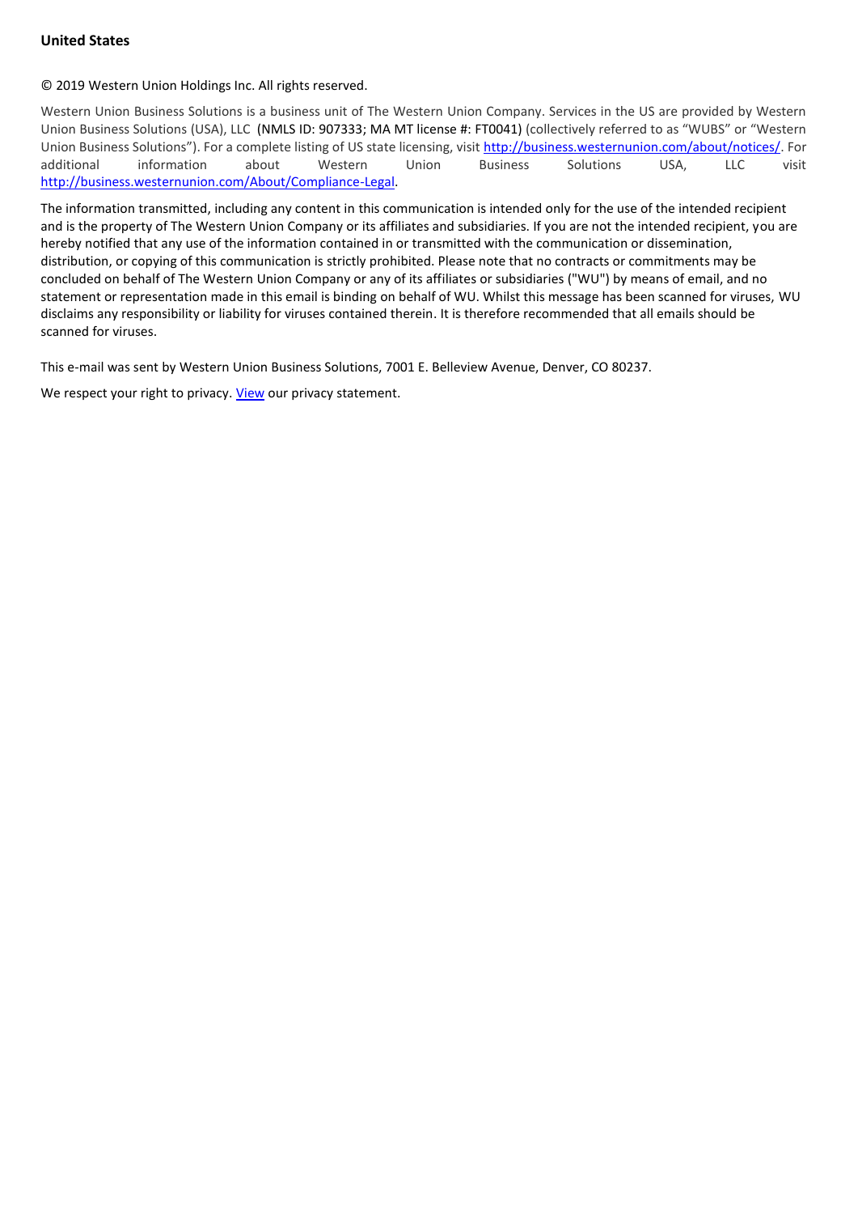**United States**

© 2019 Western Union Holdings Inc. All rights reserved.

Western Union Business Solutions is a business unit of The Western Union Company. Services in the US are provided by Western Union Business Solutions (USA), LLC (NMLS ID: 907333; MA MT license #: FT0041) (collectively referred to as "WUBS" or "Western Union Business Solutions"). For a complete listing of US state licensing, visit [http://business.westernunion.com/about/notices/](http://business.westernunion.com/about/notices/). For additional information about Western Union Business Solutions USA, LLC visit [http://business.westernunion.com/About/Compliance-Legal](http://business.westernunion.com/About/Compliance-Legal).

The information transmitted, including any content in this communication is intended only for the use of the intended recipient and is the property of The Western Union Company or its affiliates and subsidiaries. If you are not the intended recipient, you are hereby notified that any use of the information contained in or transmitted with the communication or dissemination, distribution, or copying of this communication is strictly prohibited. Please note that no contracts or commitments may be concluded on behalf of The Western Union Company or any of its affiliates or subsidiaries ("WU") by means of email, and no statement or representation made in this email is binding on behalf of WU. Whilst this message has been scanned for viruses, WU disclaims any responsibility or liability for viruses contained therein. It is therefore recommended that all emails should be scanned for viruses.

This e-mail was sent by Western Union Business Solutions, 7001 E. Belleview Avenue, Denver, CO 80237.

We respect your right to privacy. View our privacy statement.